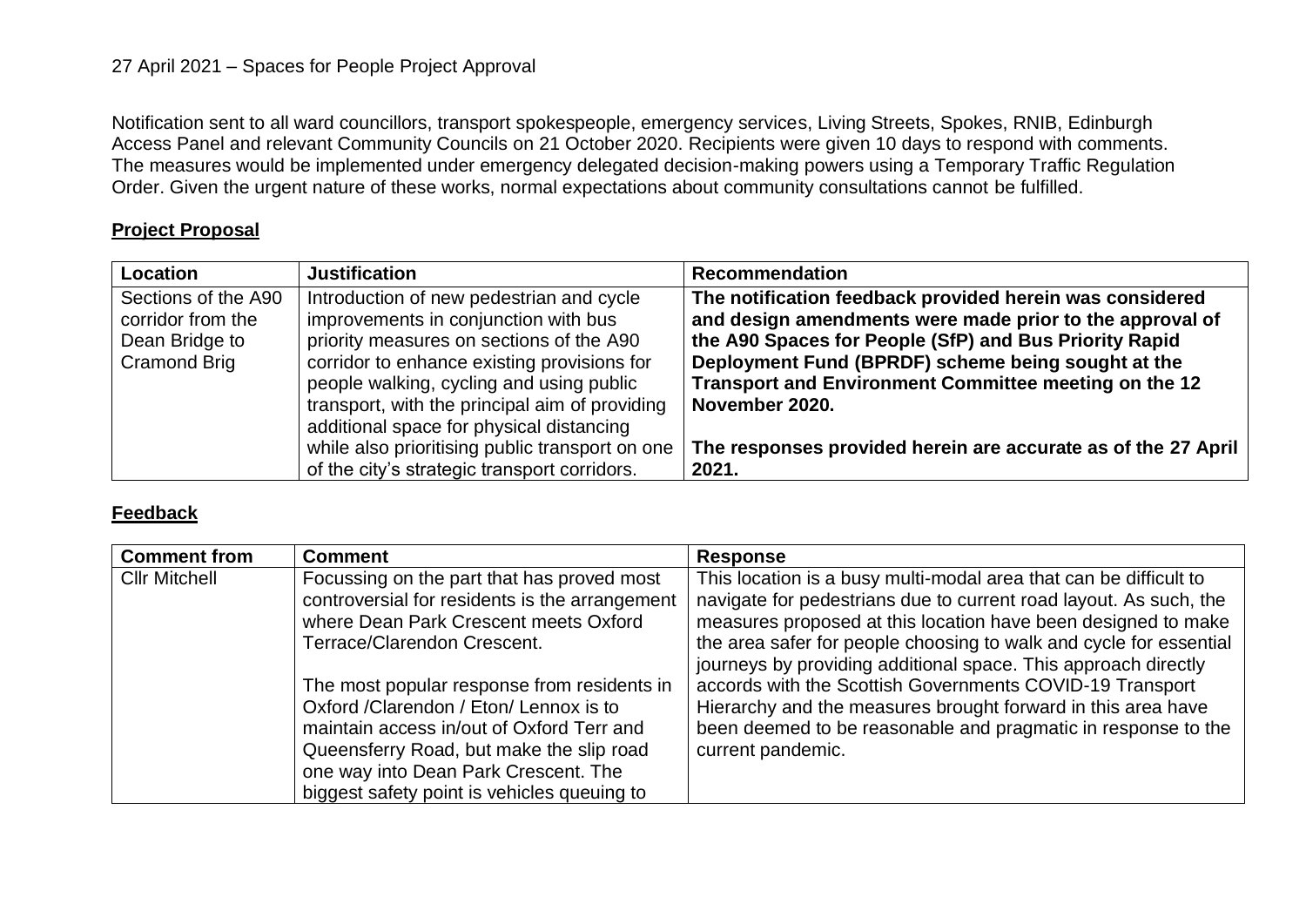27 April 2021 – Spaces for People Project Approval

Notification sent to all ward councillors, transport spokespeople, emergency services, Living Streets, Spokes, RNIB, Edinburgh Access Panel and relevant Community Councils on 21 October 2020. Recipients were given 10 days to respond with comments. The measures would be implemented under emergency delegated decision-making powers using a Temporary Traffic Regulation Order. Given the urgent nature of these works, normal expectations about community consultations cannot be fulfilled.

**Project Proposal**

| Location | Justification | Recommendation |
| --- | --- | --- |
| Sections of the A90 corridor from the Dean Bridge to Cramond Brig | Introduction of new pedestrian and cycle improvements in conjunction with bus priority measures on sections of the A90 corridor to enhance existing provisions for people walking, cycling and using public transport, with the principal aim of providing additional space for physical distancing while also prioritising public transport on one of the city's strategic transport corridors. | **The notification feedback provided herein was considered and design amendments were made prior to the approval of the A90 Spaces for People (SfP) and Bus Priority Rapid Deployment Fund (BPRDF) scheme being sought at the Transport and Environment Committee meeting on the 12 November 2020.**<br><br>**The responses provided herein are accurate as of the 27 April 2021.** |

**Feedback**

| Comment from | Comment | Response |
| --- | --- | --- |
| Cllr Mitchell | Focussing on the part that has proved most controversial for residents is the arrangement where Dean Park Crescent meets Oxford Terrace/Clarendon Crescent.<br><br>The most popular response from residents in Oxford /Clarendon / Eton/ Lennox is to maintain access in/out of Oxford Terr and Queensferry Road, but make the slip road one way into Dean Park Crescent. The biggest safety point is vehicles queuing to | This location is a busy multi-modal area that can be difficult to navigate for pedestrians due to current road layout. As such, the measures proposed at this location have been designed to make the area safer for people choosing to walk and cycle for essential journeys by providing additional space. This approach directly accords with the Scottish Governments COVID-19 Transport Hierarchy and the measures brought forward in this area have been deemed to be reasonable and pragmatic in response to the current pandemic. |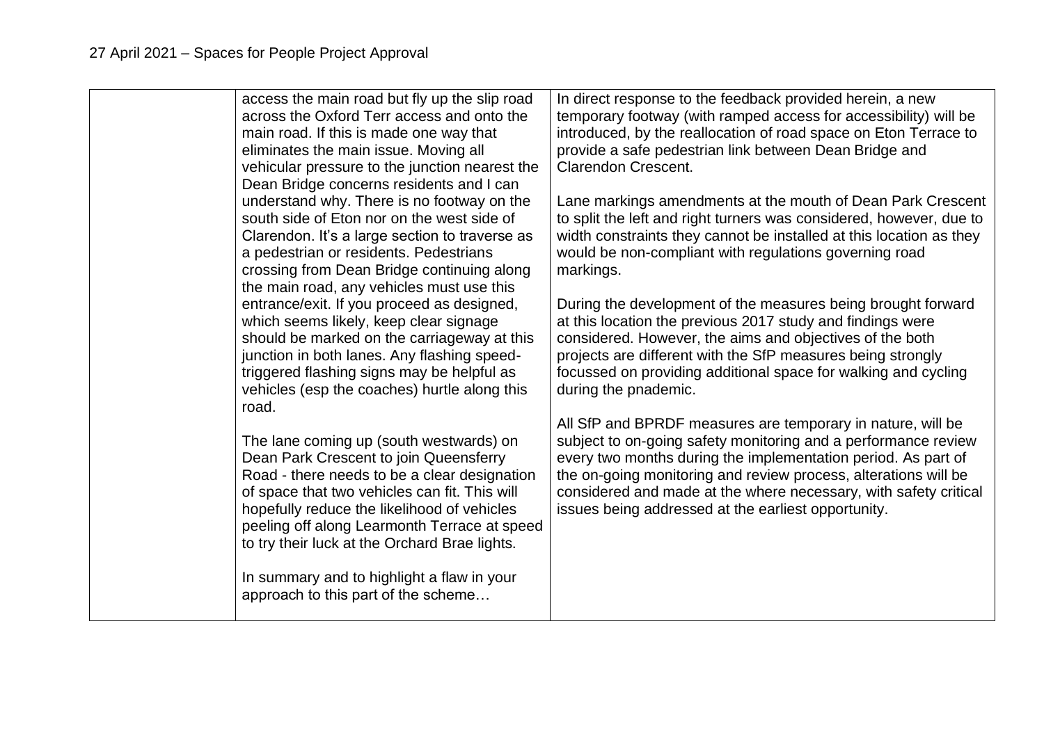| | | |
|---|---|---|
| | access the main road but fly up the slip road across the Oxford Terr access and onto the main road. If this is made one way that eliminates the main issue. Moving all vehicular pressure to the junction nearest the Dean Bridge concerns residents and I can understand why. There is no footway on the south side of Eton nor on the west side of Clarendon. It's a large section to traverse as a pedestrian or residents. Pedestrians crossing from Dean Bridge continuing along the main road, any vehicles must use this entrance/exit. If you proceed as designed, which seems likely, keep clear signage should be marked on the carriageway at this junction in both lanes. Any flashing speed-triggered flashing signs may be helpful as vehicles (esp the coaches) hurtle along this road.<br><br>The lane coming up (south westwards) on Dean Park Crescent to join Queensferry Road - there needs to be a clear designation of space that two vehicles can fit. This will hopefully reduce the likelihood of vehicles peeling off along Learmonth Terrace at speed to try their luck at the Orchard Brae lights.<br><br>In summary and to highlight a flaw in your approach to this part of the scheme… | In direct response to the feedback provided herein, a new temporary footway (with ramped access for accessibility) will be introduced, by the reallocation of road space on Eton Terrace to provide a safe pedestrian link between Dean Bridge and Clarendon Crescent.<br><br>Lane markings amendments at the mouth of Dean Park Crescent to split the left and right turners was considered, however, due to width constraints they cannot be installed at this location as they would be non-compliant with regulations governing road markings.<br><br>During the development of the measures being brought forward at this location the previous 2017 study and findings were considered. However, the aims and objectives of the both projects are different with the SfP measures being strongly focussed on providing additional space for walking and cycling during the pnademic.<br><br>All SfP and BPRDF measures are temporary in nature, will be subject to on-going safety monitoring and a performance review every two months during the implementation period. As part of the on-going monitoring and review process, alterations will be considered and made at the where necessary, with safety critical issues being addressed at the earliest opportunity. |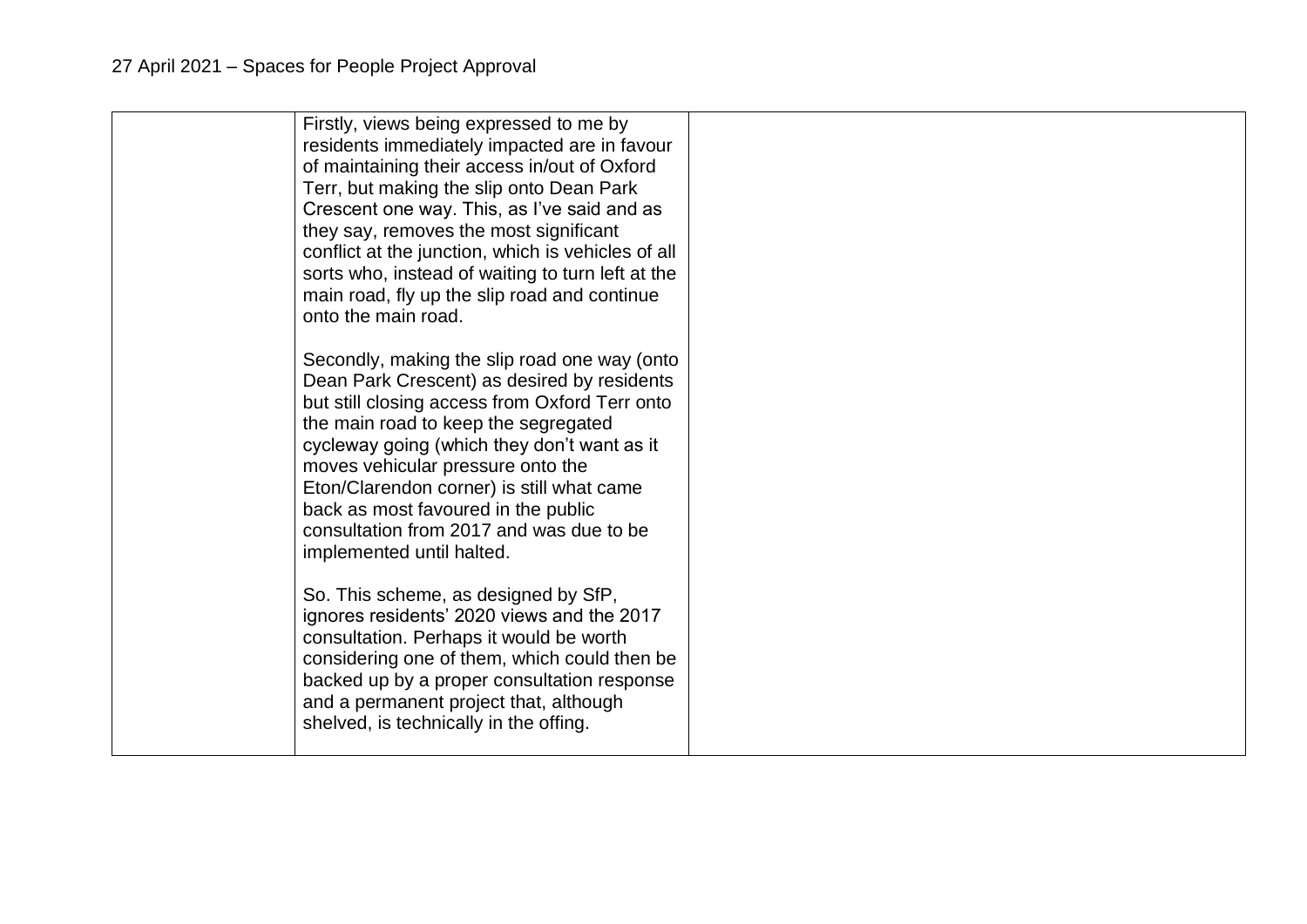| | | |
|---|---|---|
| | Firstly, views being expressed to me by residents immediately impacted are in favour of maintaining their access in/out of Oxford Terr, but making the slip onto Dean Park Crescent one way. This, as I've said and as they say, removes the most significant conflict at the junction, which is vehicles of all sorts who, instead of waiting to turn left at the main road, fly up the slip road and continue onto the main road.<br><br>Secondly, making the slip road one way (onto Dean Park Crescent) as desired by residents but still closing access from Oxford Terr onto the main road to keep the segregated cycleway going (which they don't want as it moves vehicular pressure onto the Eton/Clarendon corner) is still what came back as most favoured in the public consultation from 2017 and was due to be implemented until halted.<br><br>So. This scheme, as designed by SfP, ignores residents' 2020 views and the 2017 consultation. Perhaps it would be worth considering one of them, which could then be backed up by a proper consultation response and a permanent project that, although shelved, is technically in the offing. | |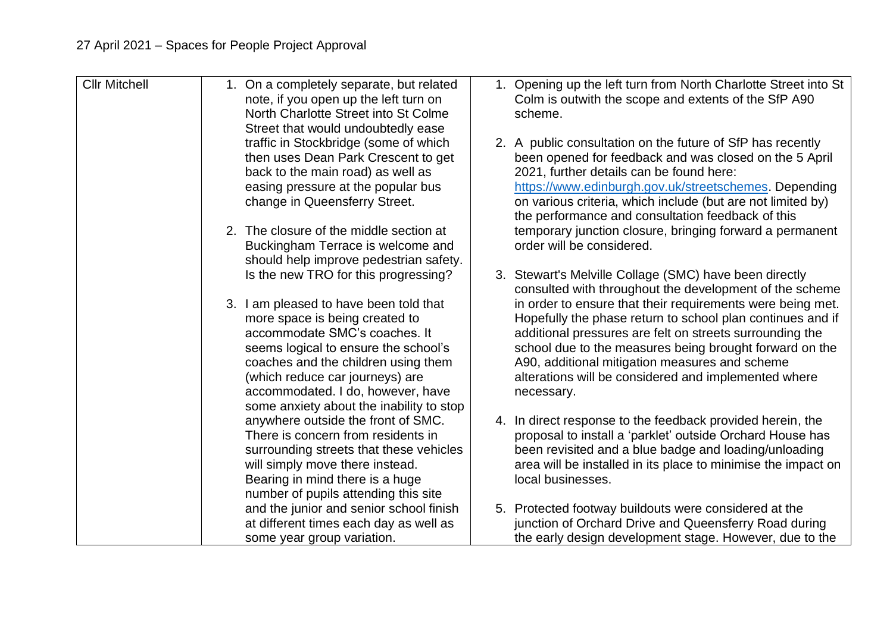27 April 2021 – Spaces for People Project Approval

| Cllr Mitchell | 1. On a completely separate, but related note, if you open up the left turn on North Charlotte Street into St Colme Street that would undoubtedly ease traffic in Stockbridge (some of which then uses Dean Park Crescent to get back to the main road) as well as easing pressure at the popular bus change in Queensferry Street.<br><br>2. The closure of the middle section at Buckingham Terrace is welcome and should help improve pedestrian safety. Is the new TRO for this progressing?<br><br>3. I am pleased to have been told that more space is being created to accommodate SMC's coaches. It seems logical to ensure the school's coaches and the children using them (which reduce car journeys) are accommodated. I do, however, have some anxiety about the inability to stop anywhere outside the front of SMC. There is concern from residents in surrounding streets that these vehicles will simply move there instead. Bearing in mind there is a huge number of pupils attending this site and the junior and senior school finish at different times each day as well as some year group variation. | 1. Opening up the left turn from North Charlotte Street into St Colm is outwith the scope and extents of the SfP A90 scheme.<br><br>2. A public consultation on the future of SfP has recently been opened for feedback and was closed on the 5 April 2021, further details can be found here: https://www.edinburgh.gov.uk/streetschemes. Depending on various criteria, which include (but are not limited by) the performance and consultation feedback of this temporary junction closure, bringing forward a permanent order will be considered.<br><br>3. Stewart's Melville Collage (SMC) have been directly consulted with throughout the development of the scheme in order to ensure that their requirements were being met. Hopefully the phase return to school plan continues and if additional pressures are felt on streets surrounding the school due to the measures being brought forward on the A90, additional mitigation measures and scheme alterations will be considered and implemented where necessary.<br><br>4. In direct response to the feedback provided herein, the proposal to install a 'parklet' outside Orchard House has been revisited and a blue badge and loading/unloading area will be installed in its place to minimise the impact on local businesses.<br><br>5. Protected footway buildouts were considered at the junction of Orchard Drive and Queensferry Road during the early design development stage. However, due to the |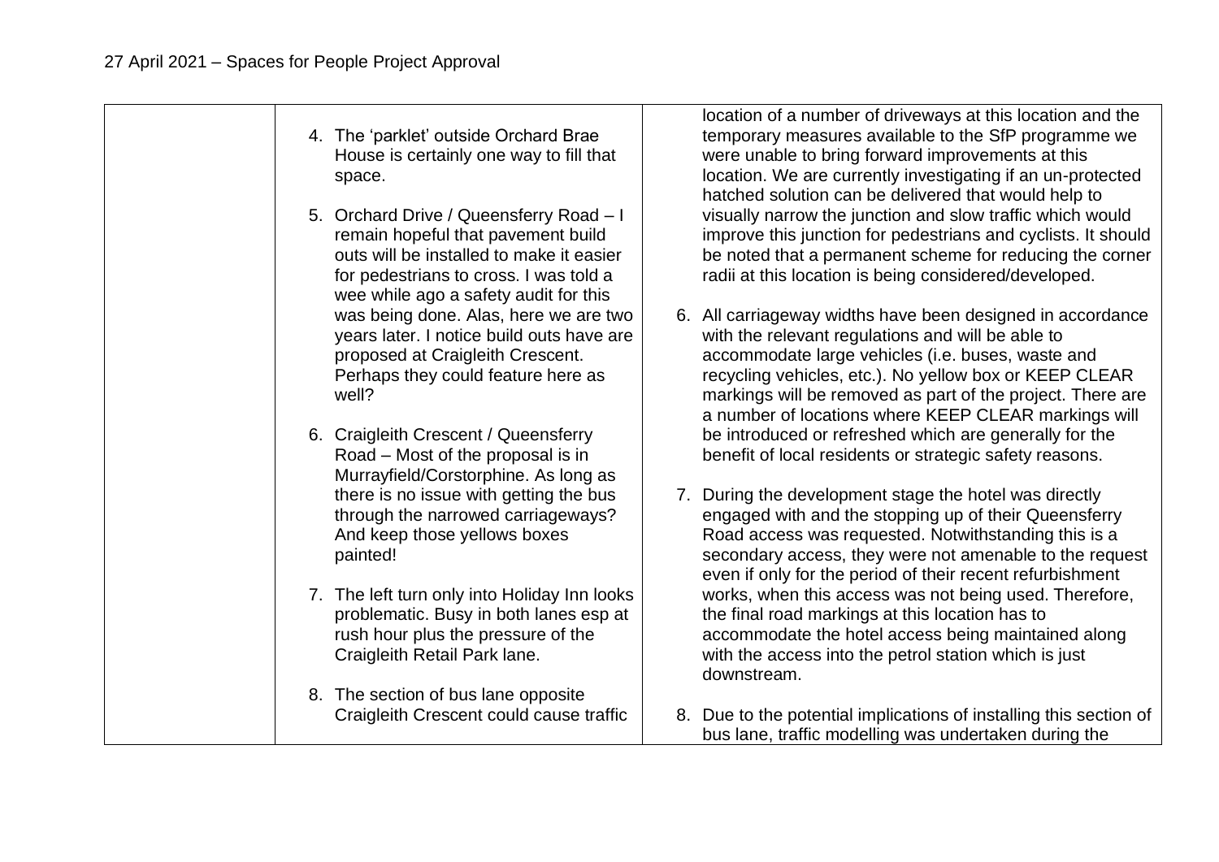| | Comments | Response |
|---|---|---|
| | 4. The 'parklet' outside Orchard Brae House is certainly one way to fill that space.<br><br>5. Orchard Drive / Queensferry Road – I remain hopeful that pavement build outs will be installed to make it easier for pedestrians to cross. I was told a wee while ago a safety audit for this was being done. Alas, here we are two years later. I notice build outs have are proposed at Craigleith Crescent. Perhaps they could feature here as well?<br><br>6. Craigleith Crescent / Queensferry Road – Most of the proposal is in Murrayfield/Corstorphine. As long as there is no issue with getting the bus through the narrowed carriageways? And keep those yellows boxes painted!<br><br>7. The left turn only into Holiday Inn looks problematic. Busy in both lanes esp at rush hour plus the pressure of the Craigleith Retail Park lane.<br><br>8. The section of bus lane opposite Craigleith Crescent could cause traffic | location of a number of driveways at this location and the temporary measures available to the SfP programme we were unable to bring forward improvements at this location. We are currently investigating if an un-protected hatched solution can be delivered that would help to visually narrow the junction and slow traffic which would improve this junction for pedestrians and cyclists. It should be noted that a permanent scheme for reducing the corner radii at this location is being considered/developed.<br><br>6. All carriageway widths have been designed in accordance with the relevant regulations and will be able to accommodate large vehicles (i.e. buses, waste and recycling vehicles, etc.). No yellow box or KEEP CLEAR markings will be removed as part of the project. There are a number of locations where KEEP CLEAR markings will be introduced or refreshed which are generally for the benefit of local residents or strategic safety reasons.<br><br>7. During the development stage the hotel was directly engaged with and the stopping up of their Queensferry Road access was requested. Notwithstanding this is a secondary access, they were not amenable to the request even if only for the period of their recent refurbishment works, when this access was not being used. Therefore, the final road markings at this location has to accommodate the hotel access being maintained along with the access into the petrol station which is just downstream.<br><br>8. Due to the potential implications of installing this section of bus lane, traffic modelling was undertaken during the |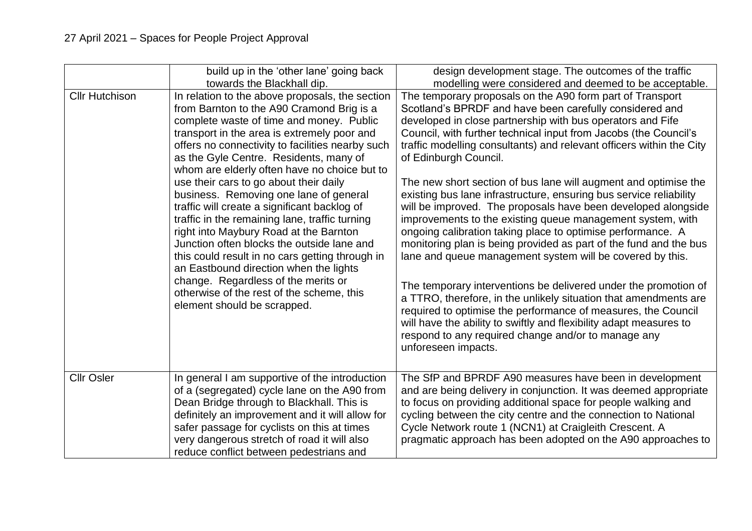| | | |
|---|---|---|
| | build up in the 'other lane' going back towards the Blackhall dip. | design development stage. The outcomes of the traffic modelling were considered and deemed to be acceptable. |
| Cllr Hutchison | In relation to the above proposals, the section from Barnton to the A90 Cramond Brig is a complete waste of time and money. Public transport in the area is extremely poor and offers no connectivity to facilities nearby such as the Gyle Centre. Residents, many of whom are elderly often have no choice but to use their cars to go about their daily business. Removing one lane of general traffic will create a significant backlog of traffic in the remaining lane, traffic turning right into Maybury Road at the Barnton Junction often blocks the outside lane and this could result in no cars getting through in an Eastbound direction when the lights change. Regardless of the merits or otherwise of the rest of the scheme, this element should be scrapped. | The temporary proposals on the A90 form part of Transport Scotland's BPRDF and have been carefully considered and developed in close partnership with bus operators and Fife Council, with further technical input from Jacobs (the Council's traffic modelling consultants) and relevant officers within the City of Edinburgh Council.<br><br>The new short section of bus lane will augment and optimise the existing bus lane infrastructure, ensuring bus service reliability will be improved. The proposals have been developed alongside improvements to the existing queue management system, with ongoing calibration taking place to optimise performance. A monitoring plan is being provided as part of the fund and the bus lane and queue management system will be covered by this.<br><br>The temporary interventions be delivered under the promotion of a TTRO, therefore, in the unlikely situation that amendments are required to optimise the performance of measures, the Council will have the ability to swiftly and flexibility adapt measures to respond to any required change and/or to manage any unforeseen impacts. |
| Cllr Osler | In general I am supportive of the introduction of a (segregated) cycle lane on the A90 from Dean Bridge through to Blackhall. This is definitely an improvement and it will allow for safer passage for cyclists on this at times very dangerous stretch of road it will also reduce conflict between pedestrians and | The SfP and BPRDF A90 measures have been in development and are being delivery in conjunction. It was deemed appropriate to focus on providing additional space for people walking and cycling between the city centre and the connection to National Cycle Network route 1 (NCN1) at Craigleith Crescent. A pragmatic approach has been adopted on the A90 approaches to |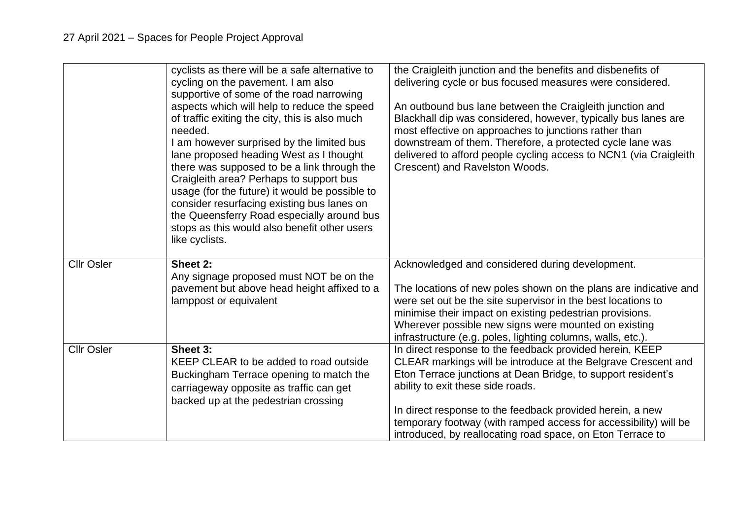| | | |
|---|---|---|
| | cyclists as there will be a safe alternative to cycling on the pavement. I am also supportive of some of the road narrowing aspects which will help to reduce the speed of traffic exiting the city, this is also much needed.<br>I am however surprised by the limited bus lane proposed heading West as I thought there was supposed to be a link through the Craigleith area? Perhaps to support bus usage (for the future) it would be possible to consider resurfacing existing bus lanes on the Queensferry Road especially around bus stops as this would also benefit other users like cyclists. | the Craigleith junction and the benefits and disbenefits of delivering cycle or bus focused measures were considered.<br><br>An outbound bus lane between the Craigleith junction and Blackhall dip was considered, however, typically bus lanes are most effective on approaches to junctions rather than downstream of them. Therefore, a protected cycle lane was delivered to afford people cycling access to NCN1 (via Craigleith Crescent) and Ravelston Woods. |
| Cllr Osler | **Sheet 2:**<br>Any signage proposed must NOT be on the pavement but above head height affixed to a lamppost or equivalent | Acknowledged and considered during development.<br><br>The locations of new poles shown on the plans are indicative and were set out be the site supervisor in the best locations to minimise their impact on existing pedestrian provisions. Wherever possible new signs were mounted on existing infrastructure (e.g. poles, lighting columns, walls, etc.). |
| Cllr Osler | **Sheet 3:**<br>KEEP CLEAR to be added to road outside Buckingham Terrace opening to match the carriageway opposite as traffic can get backed up at the pedestrian crossing | In direct response to the feedback provided herein, KEEP CLEAR markings will be introduce at the Belgrave Crescent and Eton Terrace junctions at Dean Bridge, to support resident's ability to exit these side roads.<br><br>In direct response to the feedback provided herein, a new temporary footway (with ramped access for accessibility) will be introduced, by reallocating road space, on Eton Terrace to |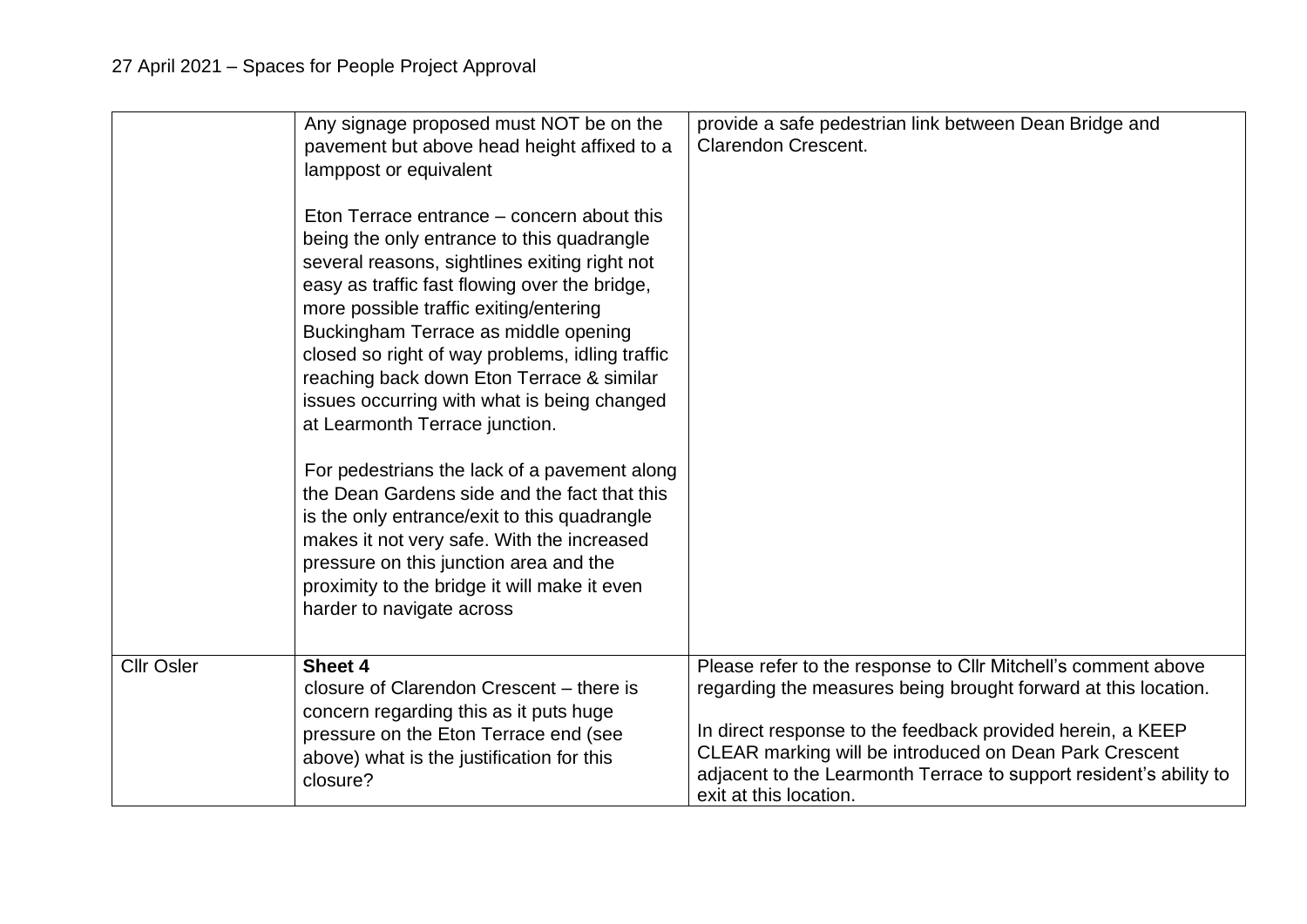| | | |
|---|---|---|
| | Any signage proposed must NOT be on the pavement but above head height affixed to a lamppost or equivalent<br><br>Eton Terrace entrance – concern about this being the only entrance to this quadrangle several reasons, sightlines exiting right not easy as traffic fast flowing over the bridge, more possible traffic exiting/entering Buckingham Terrace as middle opening closed so right of way problems, idling traffic reaching back down Eton Terrace & similar issues occurring with what is being changed at Learmonth Terrace junction.<br><br>For pedestrians the lack of a pavement along the Dean Gardens side and the fact that this is the only entrance/exit to this quadrangle makes it not very safe. With the increased pressure on this junction area and the proximity to the bridge it will make it even harder to navigate across | provide a safe pedestrian link between Dean Bridge and Clarendon Crescent. |
| Cllr Osler | **Sheet 4**<br>closure of Clarendon Crescent – there is concern regarding this as it puts huge pressure on the Eton Terrace end (see above) what is the justification for this closure? | Please refer to the response to Cllr Mitchell's comment above regarding the measures being brought forward at this location.<br><br>In direct response to the feedback provided herein, a KEEP CLEAR marking will be introduced on Dean Park Crescent adjacent to the Learmonth Terrace to support resident's ability to exit at this location. |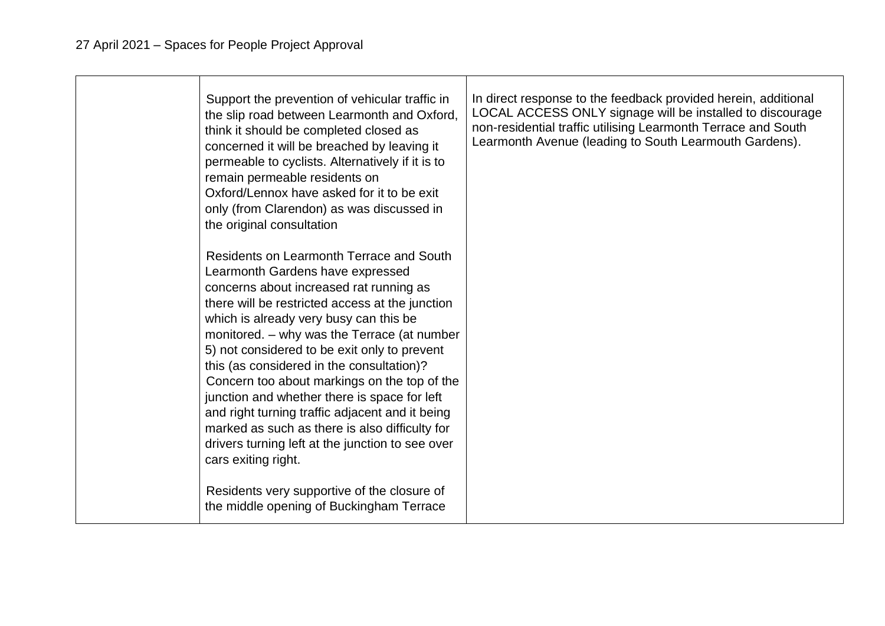| | | |
|---|---|---|
| | Support the prevention of vehicular traffic in the slip road between Learmonth and Oxford, think it should be completed closed as concerned it will be breached by leaving it permeable to cyclists. Alternatively if it is to remain permeable residents on Oxford/Lennox have asked for it to be exit only (from Clarendon) as was discussed in the original consultation<br><br>Residents on Learmonth Terrace and South Learmonth Gardens have expressed concerns about increased rat running as there will be restricted access at the junction which is already very busy can this be monitored. – why was the Terrace (at number 5) not considered to be exit only to prevent this (as considered in the consultation)?<br>Concern too about markings on the top of the junction and whether there is space for left and right turning traffic adjacent and it being marked as such as there is also difficulty for drivers turning left at the junction to see over cars exiting right.<br><br>Residents very supportive of the closure of the middle opening of Buckingham Terrace | In direct response to the feedback provided herein, additional LOCAL ACCESS ONLY signage will be installed to discourage non-residential traffic utilising Learmonth Terrace and South Learmonth Avenue (leading to South Learmouth Gardens). |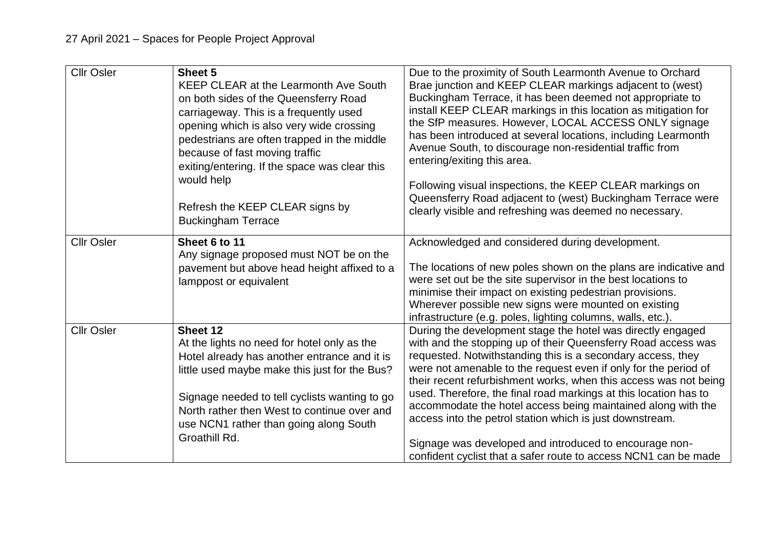27 April 2021 – Spaces for People Project Approval

| | | |
|---|---|---|
| Cllr Osler | **Sheet 5**<br>KEEP CLEAR at the Learmonth Ave South on both sides of the Queensferry Road carriageway. This is a frequently used opening which is also very wide crossing pedestrians are often trapped in the middle because of fast moving traffic exiting/entering. If the space was clear this would help<br><br>Refresh the KEEP CLEAR signs by Buckingham Terrace | Due to the proximity of South Learmonth Avenue to Orchard Brae junction and KEEP CLEAR markings adjacent to (west) Buckingham Terrace, it has been deemed not appropriate to install KEEP CLEAR markings in this location as mitigation for the SfP measures. However, LOCAL ACCESS ONLY signage has been introduced at several locations, including Learmonth Avenue South, to discourage non-residential traffic from entering/exiting this area.<br><br>Following visual inspections, the KEEP CLEAR markings on Queensferry Road adjacent to (west) Buckingham Terrace were clearly visible and refreshing was deemed no necessary. |
| Cllr Osler | **Sheet 6 to 11**<br>Any signage proposed must NOT be on the pavement but above head height affixed to a lamppost or equivalent | Acknowledged and considered during development.<br><br>The locations of new poles shown on the plans are indicative and were set out be the site supervisor in the best locations to minimise their impact on existing pedestrian provisions. Wherever possible new signs were mounted on existing infrastructure (e.g. poles, lighting columns, walls, etc.). |
| Cllr Osler | **Sheet 12**<br>At the lights no need for hotel only as the Hotel already has another entrance and it is little used maybe make this just for the Bus?<br><br>Signage needed to tell cyclists wanting to go North rather then West to continue over and use NCN1 rather than going along South Groathill Rd. | During the development stage the hotel was directly engaged with and the stopping up of their Queensferry Road access was requested. Notwithstanding this is a secondary access, they were not amenable to the request even if only for the period of their recent refurbishment works, when this access was not being used. Therefore, the final road markings at this location has to accommodate the hotel access being maintained along with the access into the petrol station which is just downstream.<br><br>Signage was developed and introduced to encourage non-confident cyclist that a safer route to access NCN1 can be made |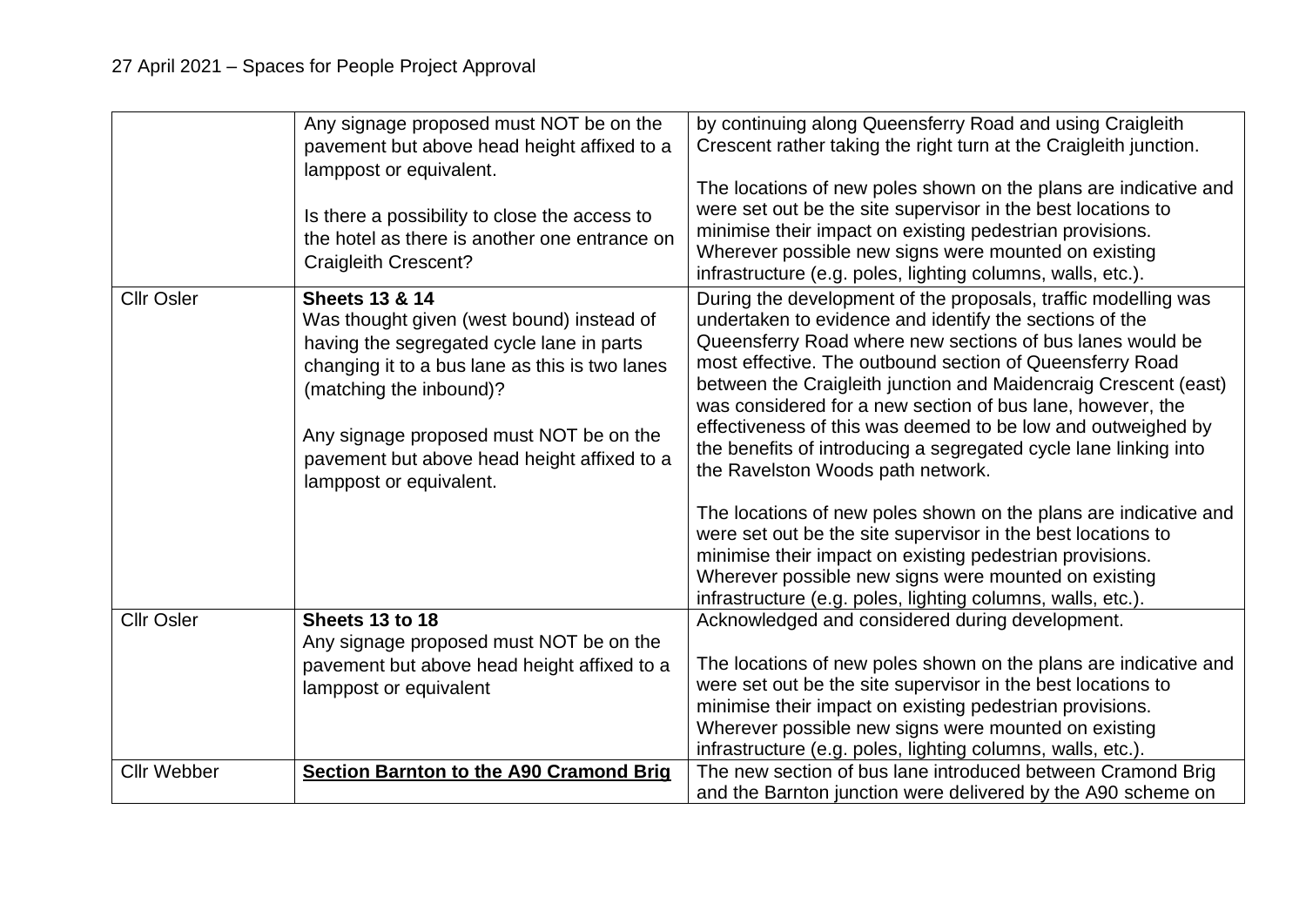| | | |
|---|---|---|
| | Any signage proposed must NOT be on the pavement but above head height affixed to a lamppost or equivalent.<br><br>Is there a possibility to close the access to the hotel as there is another one entrance on Craigleith Crescent? | by continuing along Queensferry Road and using Craigleith Crescent rather taking the right turn at the Craigleith junction.<br><br>The locations of new poles shown on the plans are indicative and were set out be the site supervisor in the best locations to minimise their impact on existing pedestrian provisions. Wherever possible new signs were mounted on existing infrastructure (e.g. poles, lighting columns, walls, etc.). |
| Cllr Osler | **Sheets 13 & 14**<br>Was thought given (west bound) instead of having the segregated cycle lane in parts changing it to a bus lane as this is two lanes (matching the inbound)?<br><br>Any signage proposed must NOT be on the pavement but above head height affixed to a lamppost or equivalent. | During the development of the proposals, traffic modelling was undertaken to evidence and identify the sections of the Queensferry Road where new sections of bus lanes would be most effective. The outbound section of Queensferry Road between the Craigleith junction and Maidencraig Crescent (east) was considered for a new section of bus lane, however, the effectiveness of this was deemed to be low and outweighed by the benefits of introducing a segregated cycle lane linking into the Ravelston Woods path network.<br><br>The locations of new poles shown on the plans are indicative and were set out be the site supervisor in the best locations to minimise their impact on existing pedestrian provisions. Wherever possible new signs were mounted on existing infrastructure (e.g. poles, lighting columns, walls, etc.). |
| Cllr Osler | **Sheets 13 to 18**<br>Any signage proposed must NOT be on the pavement but above head height affixed to a lamppost or equivalent | Acknowledged and considered during development.<br><br>The locations of new poles shown on the plans are indicative and were set out be the site supervisor in the best locations to minimise their impact on existing pedestrian provisions. Wherever possible new signs were mounted on existing infrastructure (e.g. poles, lighting columns, walls, etc.). |
| Cllr Webber | **<u>Section Barnton to the A90 Cramond Brig</u>** | The new section of bus lane introduced between Cramond Brig and the Barnton junction were delivered by the A90 scheme on |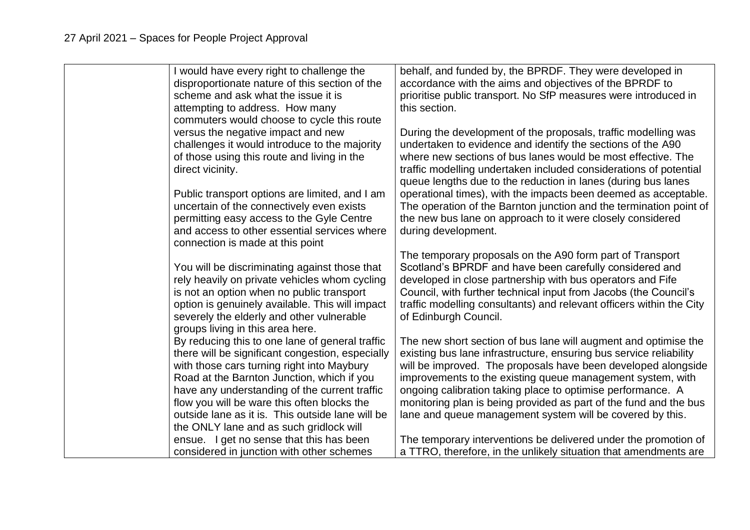27 April 2021 – Spaces for People Project Approval

| | | |
|---|---|---|
| | I would have every right to challenge the disproportionate nature of this section of the scheme and ask what the issue it is attempting to address. How many commuters would choose to cycle this route versus the negative impact and new challenges it would introduce to the majority of those using this route and living in the direct vicinity.<br><br>Public transport options are limited, and I am uncertain of the connectively even exists permitting easy access to the Gyle Centre and access to other essential services where connection is made at this point<br><br>You will be discriminating against those that rely heavily on private vehicles whom cycling is not an option when no public transport option is genuinely available. This will impact severely the elderly and other vulnerable groups living in this area here.<br>By reducing this to one lane of general traffic there will be significant congestion, especially with those cars turning right into Maybury Road at the Barnton Junction, which if you have any understanding of the current traffic flow you will be ware this often blocks the outside lane as it is. This outside lane will be the ONLY lane and as such gridlock will ensue. I get no sense that this has been considered in junction with other schemes | behalf, and funded by, the BPRDF. They were developed in accordance with the aims and objectives of the BPRDF to prioritise public transport. No SfP measures were introduced in this section.<br><br>During the development of the proposals, traffic modelling was undertaken to evidence and identify the sections of the A90 where new sections of bus lanes would be most effective. The traffic modelling undertaken included considerations of potential queue lengths due to the reduction in lanes (during bus lanes operational times), with the impacts been deemed as acceptable. The operation of the Barnton junction and the termination point of the new bus lane on approach to it were closely considered during development.<br><br>The temporary proposals on the A90 form part of Transport Scotland's BPRDF and have been carefully considered and developed in close partnership with bus operators and Fife Council, with further technical input from Jacobs (the Council's traffic modelling consultants) and relevant officers within the City of Edinburgh Council.<br><br>The new short section of bus lane will augment and optimise the existing bus lane infrastructure, ensuring bus service reliability will be improved. The proposals have been developed alongside improvements to the existing queue management system, with ongoing calibration taking place to optimise performance. A monitoring plan is being provided as part of the fund and the bus lane and queue management system will be covered by this.<br><br>The temporary interventions be delivered under the promotion of a TTRO, therefore, in the unlikely situation that amendments are |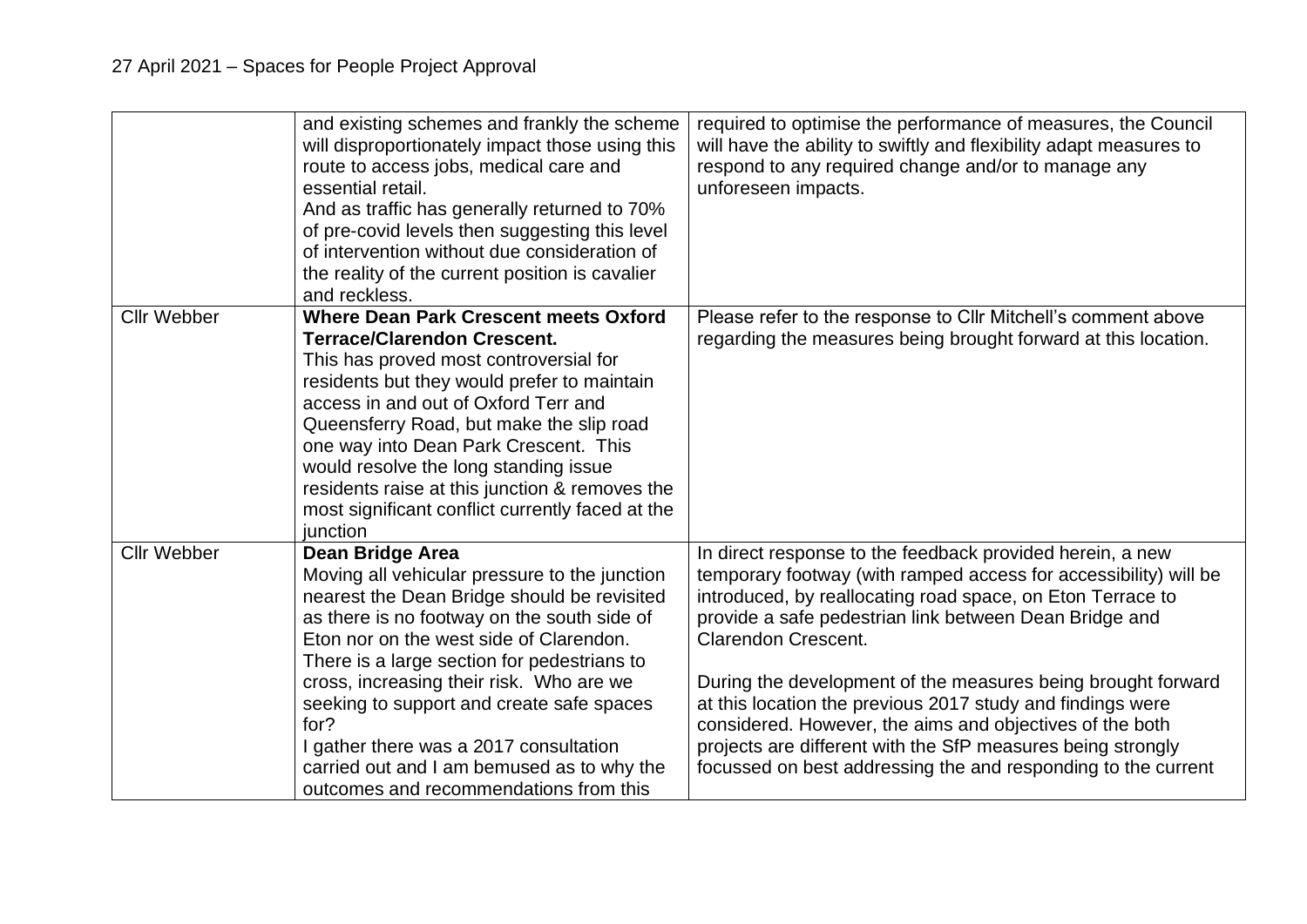| | | |
|---|---|---|
| | and existing schemes and frankly the scheme will disproportionately impact those using this route to access jobs, medical care and essential retail.<br>And as traffic has generally returned to 70% of pre-covid levels then suggesting this level of intervention without due consideration of the reality of the current position is cavalier and reckless. | required to optimise the performance of measures, the Council will have the ability to swiftly and flexibility adapt measures to respond to any required change and/or to manage any unforeseen impacts. |
| Cllr Webber | **Where Dean Park Crescent meets Oxford Terrace/Clarendon Crescent.**<br>This has proved most controversial for residents but they would prefer to maintain access in and out of Oxford Terr and Queensferry Road, but make the slip road one way into Dean Park Crescent. This would resolve the long standing issue residents raise at this junction & removes the most significant conflict currently faced at the junction | Please refer to the response to Cllr Mitchell's comment above regarding the measures being brought forward at this location. |
| Cllr Webber | **Dean Bridge Area**<br>Moving all vehicular pressure to the junction nearest the Dean Bridge should be revisited as there is no footway on the south side of Eton nor on the west side of Clarendon. There is a large section for pedestrians to cross, increasing their risk. Who are we seeking to support and create safe spaces for?<br>I gather there was a 2017 consultation carried out and I am bemused as to why the outcomes and recommendations from this | In direct response to the feedback provided herein, a new temporary footway (with ramped access for accessibility) will be introduced, by reallocating road space, on Eton Terrace to provide a safe pedestrian link between Dean Bridge and Clarendon Crescent.<br><br>During the development of the measures being brought forward at this location the previous 2017 study and findings were considered. However, the aims and objectives of the both projects are different with the SfP measures being strongly focussed on best addressing the and responding to the current |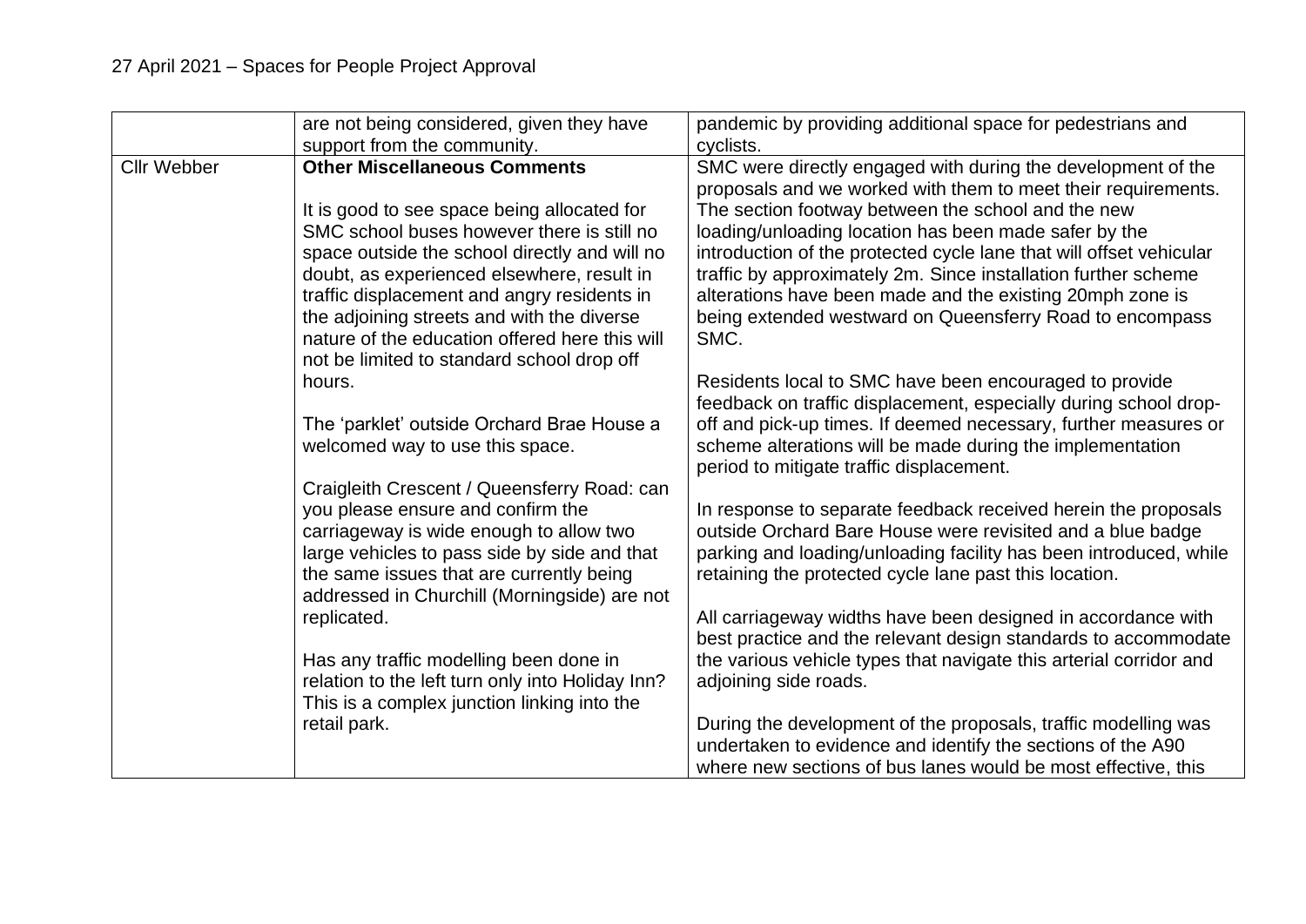| | | |
|---|---|---|
| | are not being considered, given they have support from the community. | pandemic by providing additional space for pedestrians and cyclists. |
| Cllr Webber | **Other Miscellaneous Comments**<br><br>It is good to see space being allocated for SMC school buses however there is still no space outside the school directly and will no doubt, as experienced elsewhere, result in traffic displacement and angry residents in the adjoining streets and with the diverse nature of the education offered here this will not be limited to standard school drop off hours.<br><br>The 'parklet' outside Orchard Brae House a welcomed way to use this space.<br><br>Craigleith Crescent / Queensferry Road: can you please ensure and confirm the carriageway is wide enough to allow two large vehicles to pass side by side and that the same issues that are currently being addressed in Churchill (Morningside) are not replicated.<br><br>Has any traffic modelling been done in relation to the left turn only into Holiday Inn? This is a complex junction linking into the retail park. | SMC were directly engaged with during the development of the proposals and we worked with them to meet their requirements. The section footway between the school and the new loading/unloading location has been made safer by the introduction of the protected cycle lane that will offset vehicular traffic by approximately 2m. Since installation further scheme alterations have been made and the existing 20mph zone is being extended westward on Queensferry Road to encompass SMC.<br><br>Residents local to SMC have been encouraged to provide feedback on traffic displacement, especially during school drop-off and pick-up times. If deemed necessary, further measures or scheme alterations will be made during the implementation period to mitigate traffic displacement.<br><br>In response to separate feedback received herein the proposals outside Orchard Bare House were revisited and a blue badge parking and loading/unloading facility has been introduced, while retaining the protected cycle lane past this location.<br><br>All carriageway widths have been designed in accordance with best practice and the relevant design standards to accommodate the various vehicle types that navigate this arterial corridor and adjoining side roads.<br><br>During the development of the proposals, traffic modelling was undertaken to evidence and identify the sections of the A90 where new sections of bus lanes would be most effective, this |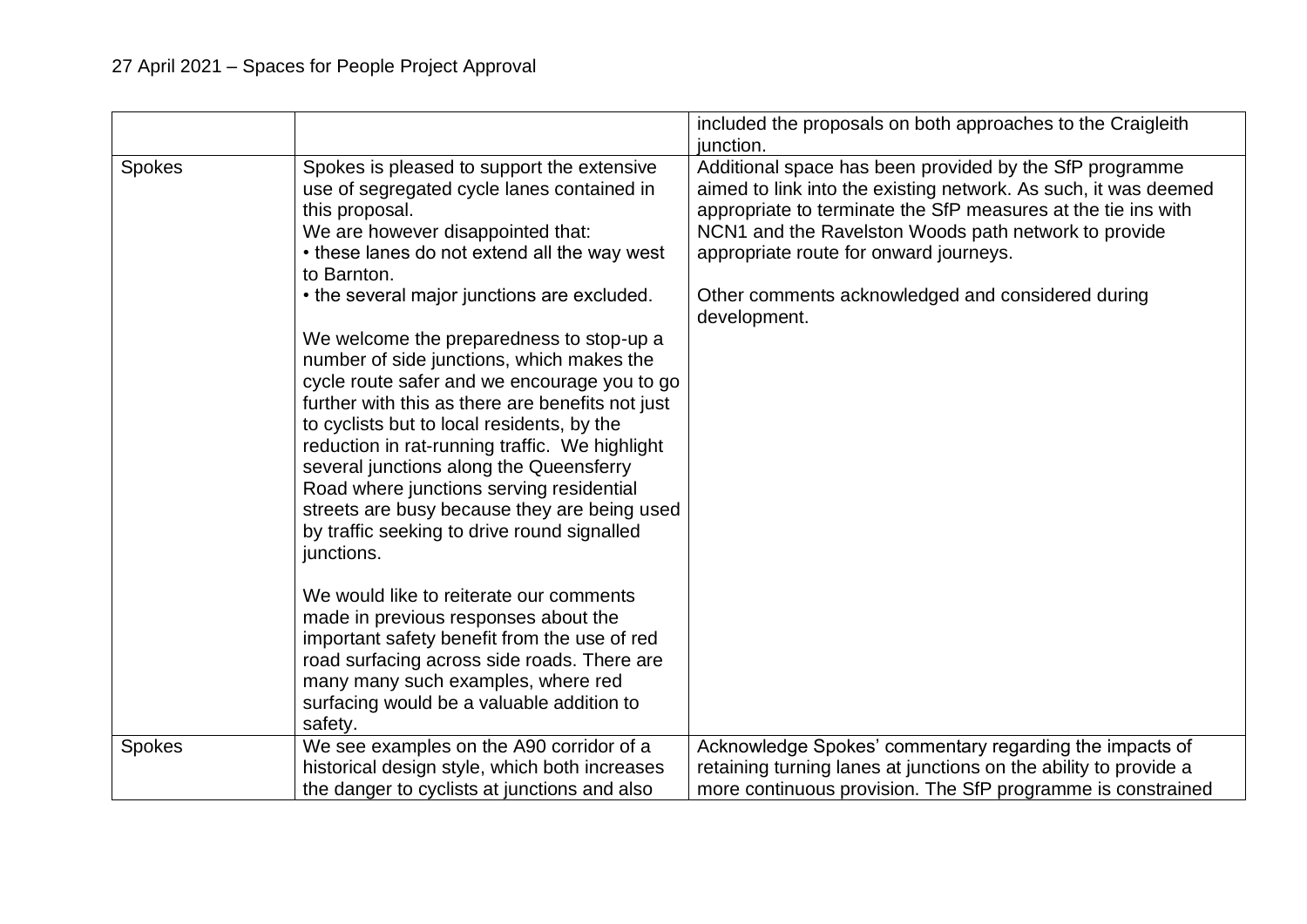| | | |
|---|---|---|
| | | included the proposals on both approaches to the Craigleith junction. |
| Spokes | Spokes is pleased to support the extensive use of segregated cycle lanes contained in this proposal.<br>We are however disappointed that:<br>• these lanes do not extend all the way west to Barnton.<br>• the several major junctions are excluded.<br><br>We welcome the preparedness to stop-up a number of side junctions, which makes the cycle route safer and we encourage you to go further with this as there are benefits not just to cyclists but to local residents, by the reduction in rat-running traffic. We highlight several junctions along the Queensferry Road where junctions serving residential streets are busy because they are being used by traffic seeking to drive round signalled junctions.<br><br>We would like to reiterate our comments made in previous responses about the important safety benefit from the use of red road surfacing across side roads. There are many many such examples, where red surfacing would be a valuable addition to safety. | Additional space has been provided by the SfP programme aimed to link into the existing network. As such, it was deemed appropriate to terminate the SfP measures at the tie ins with NCN1 and the Ravelston Woods path network to provide appropriate route for onward journeys.<br><br>Other comments acknowledged and considered during development. |
| Spokes | We see examples on the A90 corridor of a historical design style, which both increases the danger to cyclists at junctions and also | Acknowledge Spokes' commentary regarding the impacts of retaining turning lanes at junctions on the ability to provide a more continuous provision. The SfP programme is constrained |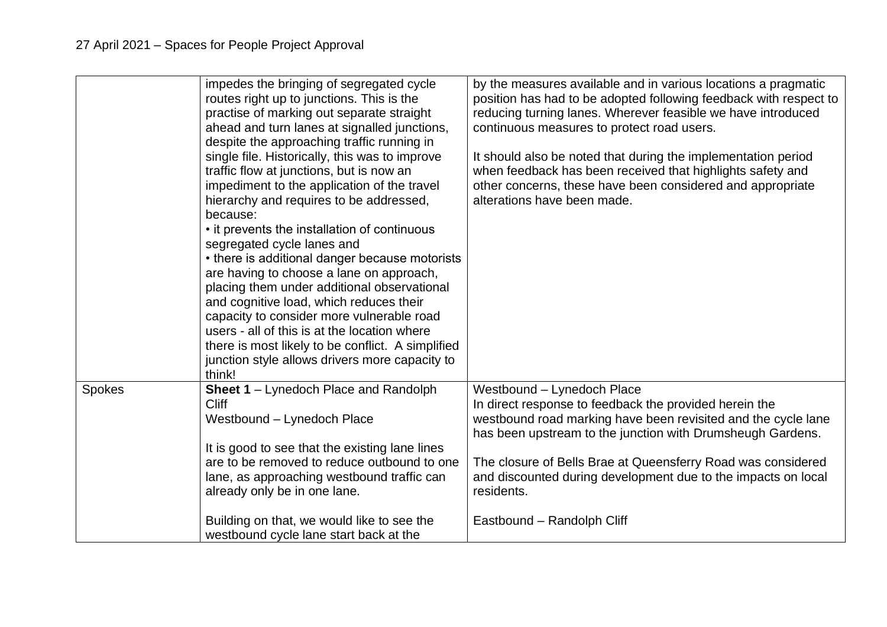| | | |
|---|---|---|
| | impedes the bringing of segregated cycle routes right up to junctions. This is the practise of marking out separate straight ahead and turn lanes at signalled junctions, despite the approaching traffic running in single file. Historically, this was to improve traffic flow at junctions, but is now an impediment to the application of the travel hierarchy and requires to be addressed, because:<br>• it prevents the installation of continuous segregated cycle lanes and<br>• there is additional danger because motorists are having to choose a lane on approach, placing them under additional observational and cognitive load, which reduces their capacity to consider more vulnerable road users - all of this is at the location where there is most likely to be conflict. A simplified junction style allows drivers more capacity to think! | by the measures available and in various locations a pragmatic position has had to be adopted following feedback with respect to reducing turning lanes. Wherever feasible we have introduced continuous measures to protect road users.<br><br>It should also be noted that during the implementation period when feedback has been received that highlights safety and other concerns, these have been considered and appropriate alterations have been made. |
| Spokes | **Sheet 1** – Lynedoch Place and Randolph Cliff<br>Westbound – Lynedoch Place<br><br>It is good to see that the existing lane lines are to be removed to reduce outbound to one lane, as approaching westbound traffic can already only be in one lane.<br><br>Building on that, we would like to see the westbound cycle lane start back at the | Westbound – Lynedoch Place<br>In direct response to feedback the provided herein the westbound road marking have been revisited and the cycle lane has been upstream to the junction with Drumsheugh Gardens.<br><br>The closure of Bells Brae at Queensferry Road was considered and discounted during development due to the impacts on local residents.<br><br>Eastbound – Randolph Cliff |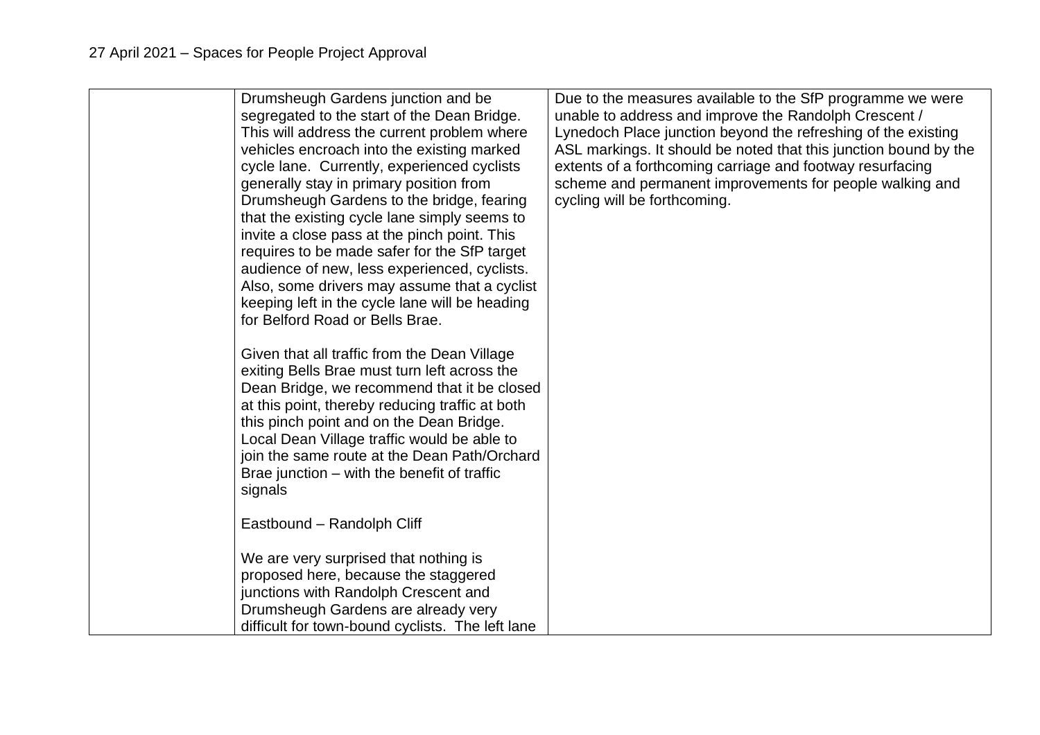| | | |
|---|---|---|
| | Drumsheugh Gardens junction and be segregated to the start of the Dean Bridge. This will address the current problem where vehicles encroach into the existing marked cycle lane. Currently, experienced cyclists generally stay in primary position from Drumsheugh Gardens to the bridge, fearing that the existing cycle lane simply seems to invite a close pass at the pinch point. This requires to be made safer for the SfP target audience of new, less experienced, cyclists. Also, some drivers may assume that a cyclist keeping left in the cycle lane will be heading for Belford Road or Bells Brae.<br><br>Given that all traffic from the Dean Village exiting Bells Brae must turn left across the Dean Bridge, we recommend that it be closed at this point, thereby reducing traffic at both this pinch point and on the Dean Bridge. Local Dean Village traffic would be able to join the same route at the Dean Path/Orchard Brae junction – with the benefit of traffic signals<br><br>Eastbound – Randolph Cliff<br><br>We are very surprised that nothing is proposed here, because the staggered junctions with Randolph Crescent and Drumsheugh Gardens are already very difficult for town-bound cyclists. The left lane | Due to the measures available to the SfP programme we were unable to address and improve the Randolph Crescent / Lynedoch Place junction beyond the refreshing of the existing ASL markings. It should be noted that this junction bound by the extents of a forthcoming carriage and footway resurfacing scheme and permanent improvements for people walking and cycling will be forthcoming. |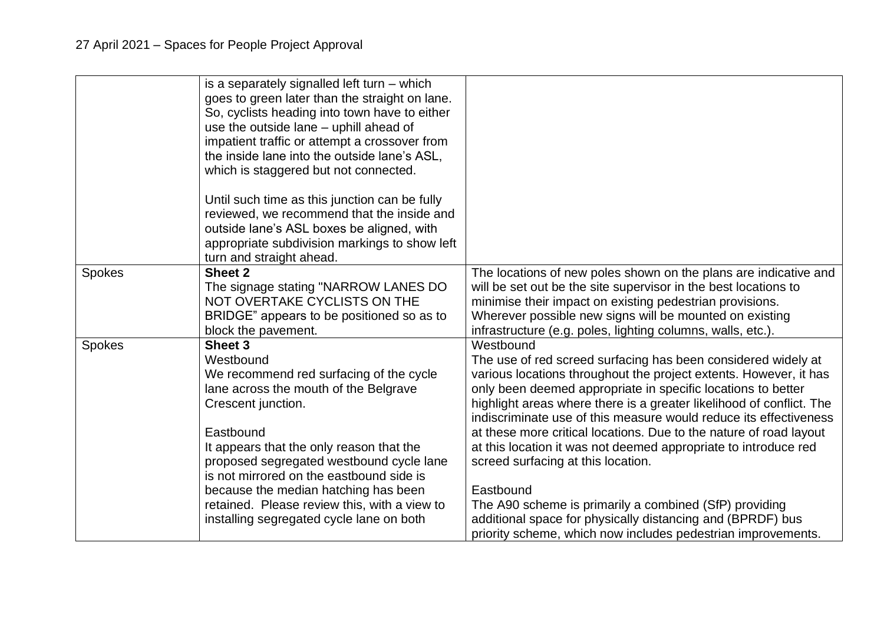|  |  |  |
|---|---|---|
|  | is a separately signalled left turn – which goes to green later than the straight on lane. So, cyclists heading into town have to either use the outside lane – uphill ahead of impatient traffic or attempt a crossover from the inside lane into the outside lane's ASL, which is staggered but not connected.<br><br>Until such time as this junction can be fully reviewed, we recommend that the inside and outside lane's ASL boxes be aligned, with appropriate subdivision markings to show left turn and straight ahead. |  |
| Spokes | **Sheet 2**<br>The signage stating "NARROW LANES DO NOT OVERTAKE CYCLISTS ON THE BRIDGE" appears to be positioned so as to block the pavement. | The locations of new poles shown on the plans are indicative and will be set out be the site supervisor in the best locations to minimise their impact on existing pedestrian provisions. Wherever possible new signs will be mounted on existing infrastructure (e.g. poles, lighting columns, walls, etc.). |
| Spokes | **Sheet 3**<br>Westbound<br>We recommend red surfacing of the cycle lane across the mouth of the Belgrave Crescent junction.<br><br>Eastbound<br>It appears that the only reason that the proposed segregated westbound cycle lane is not mirrored on the eastbound side is because the median hatching has been retained. Please review this, with a view to installing segregated cycle lane on both | Westbound<br>The use of red screed surfacing has been considered widely at various locations throughout the project extents. However, it has only been deemed appropriate in specific locations to better highlight areas where there is a greater likelihood of conflict. The indiscriminate use of this measure would reduce its effectiveness at these more critical locations. Due to the nature of road layout at this location it was not deemed appropriate to introduce red screed surfacing at this location.<br><br>Eastbound<br>The A90 scheme is primarily a combined (SfP) providing additional space for physically distancing and (BPRDF) bus priority scheme, which now includes pedestrian improvements. |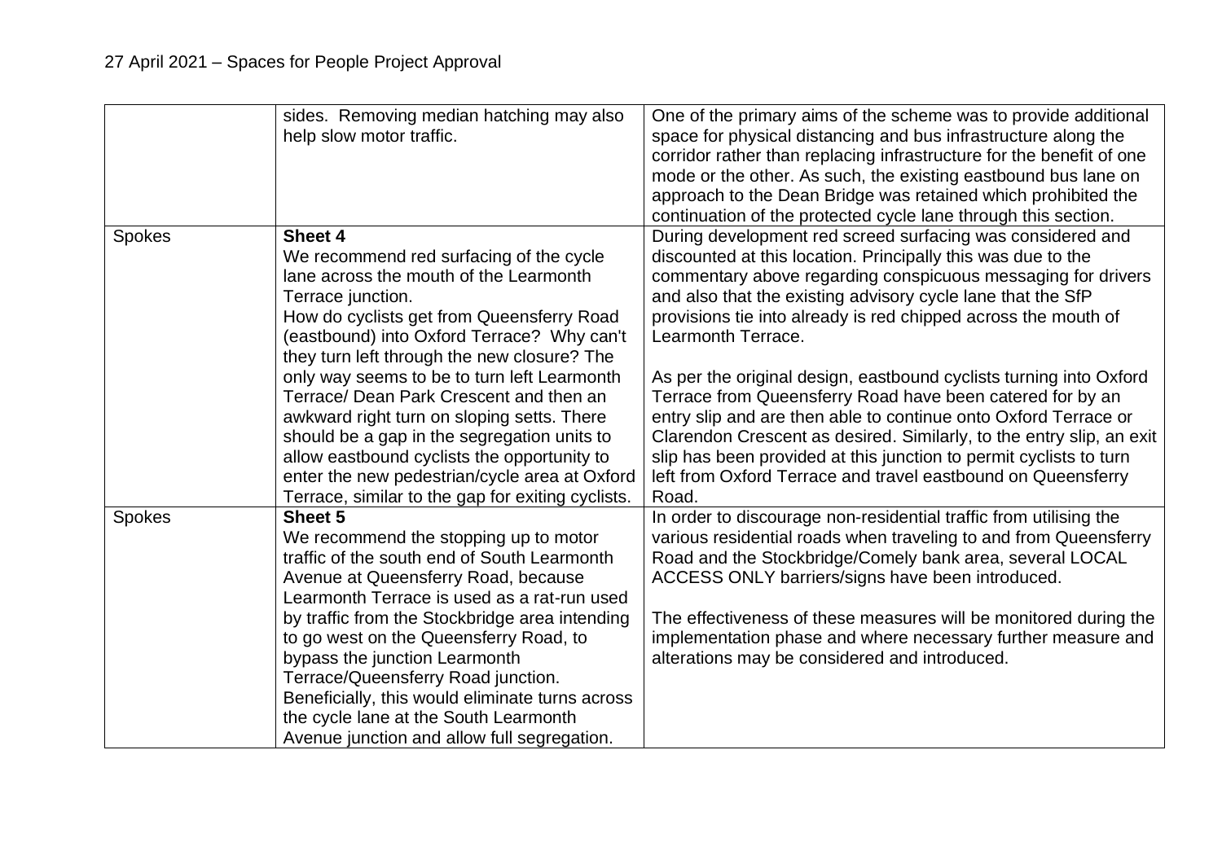| | | |
|---|---|---|
| | sides. Removing median hatching may also help slow motor traffic. | One of the primary aims of the scheme was to provide additional space for physical distancing and bus infrastructure along the corridor rather than replacing infrastructure for the benefit of one mode or the other. As such, the existing eastbound bus lane on approach to the Dean Bridge was retained which prohibited the continuation of the protected cycle lane through this section. |
| Spokes | **Sheet 4**<br>We recommend red surfacing of the cycle lane across the mouth of the Learmonth Terrace junction.<br>How do cyclists get from Queensferry Road (eastbound) into Oxford Terrace? Why can't they turn left through the new closure? The only way seems to be to turn left Learmonth Terrace/ Dean Park Crescent and then an awkward right turn on sloping setts. There should be a gap in the segregation units to allow eastbound cyclists the opportunity to enter the new pedestrian/cycle area at Oxford Terrace, similar to the gap for exiting cyclists. | During development red screed surfacing was considered and discounted at this location. Principally this was due to the commentary above regarding conspicuous messaging for drivers and also that the existing advisory cycle lane that the SfP provisions tie into already is red chipped across the mouth of Learmonth Terrace.<br><br>As per the original design, eastbound cyclists turning into Oxford Terrace from Queensferry Road have been catered for by an entry slip and are then able to continue onto Oxford Terrace or Clarendon Crescent as desired. Similarly, to the entry slip, an exit slip has been provided at this junction to permit cyclists to turn left from Oxford Terrace and travel eastbound on Queensferry Road. |
| Spokes | **Sheet 5**<br>We recommend the stopping up to motor traffic of the south end of South Learmonth Avenue at Queensferry Road, because Learmonth Terrace is used as a rat-run used by traffic from the Stockbridge area intending to go west on the Queensferry Road, to bypass the junction Learmonth Terrace/Queensferry Road junction. Beneficially, this would eliminate turns across the cycle lane at the South Learmonth Avenue junction and allow full segregation. | In order to discourage non-residential traffic from utilising the various residential roads when traveling to and from Queensferry Road and the Stockbridge/Comely bank area, several LOCAL ACCESS ONLY barriers/signs have been introduced.<br><br>The effectiveness of these measures will be monitored during the implementation phase and where necessary further measure and alterations may be considered and introduced. |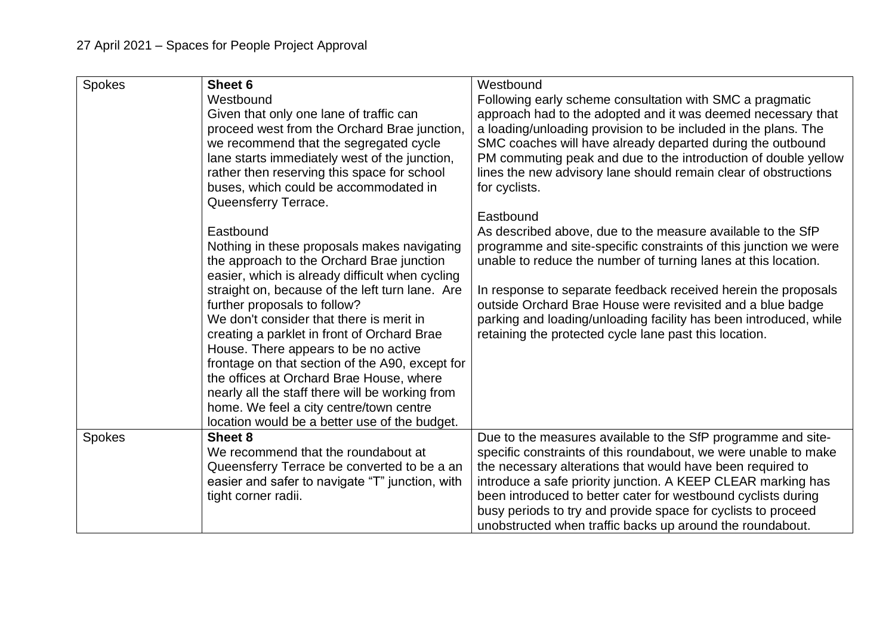| Spokes | **Sheet 6**<br>Westbound<br>Given that only one lane of traffic can proceed west from the Orchard Brae junction, we recommend that the segregated cycle lane starts immediately west of the junction, rather then reserving this space for school buses, which could be accommodated in Queensferry Terrace.<br><br>Eastbound<br>Nothing in these proposals makes navigating the approach to the Orchard Brae junction easier, which is already difficult when cycling straight on, because of the left turn lane. Are further proposals to follow?<br>We don't consider that there is merit in creating a parklet in front of Orchard Brae House. There appears to be no active frontage on that section of the A90, except for the offices at Orchard Brae House, where nearly all the staff there will be working from home. We feel a city centre/town centre location would be a better use of the budget. | Westbound<br>Following early scheme consultation with SMC a pragmatic approach had to the adopted and it was deemed necessary that a loading/unloading provision to be included in the plans. The SMC coaches will have already departed during the outbound PM commuting peak and due to the introduction of double yellow lines the new advisory lane should remain clear of obstructions for cyclists.<br><br>Eastbound<br>As described above, due to the measure available to the SfP programme and site-specific constraints of this junction we were unable to reduce the number of turning lanes at this location.<br><br>In response to separate feedback received herein the proposals outside Orchard Brae House were revisited and a blue badge parking and loading/unloading facility has been introduced, while retaining the protected cycle lane past this location. |
|---|---|---|
| Spokes | **Sheet 8**<br>We recommend that the roundabout at Queensferry Terrace be converted to be a an easier and safer to navigate "T" junction, with tight corner radii. | Due to the measures available to the SfP programme and site-specific constraints of this roundabout, we were unable to make the necessary alterations that would have been required to introduce a safe priority junction. A KEEP CLEAR marking has been introduced to better cater for westbound cyclists during busy periods to try and provide space for cyclists to proceed unobstructed when traffic backs up around the roundabout. |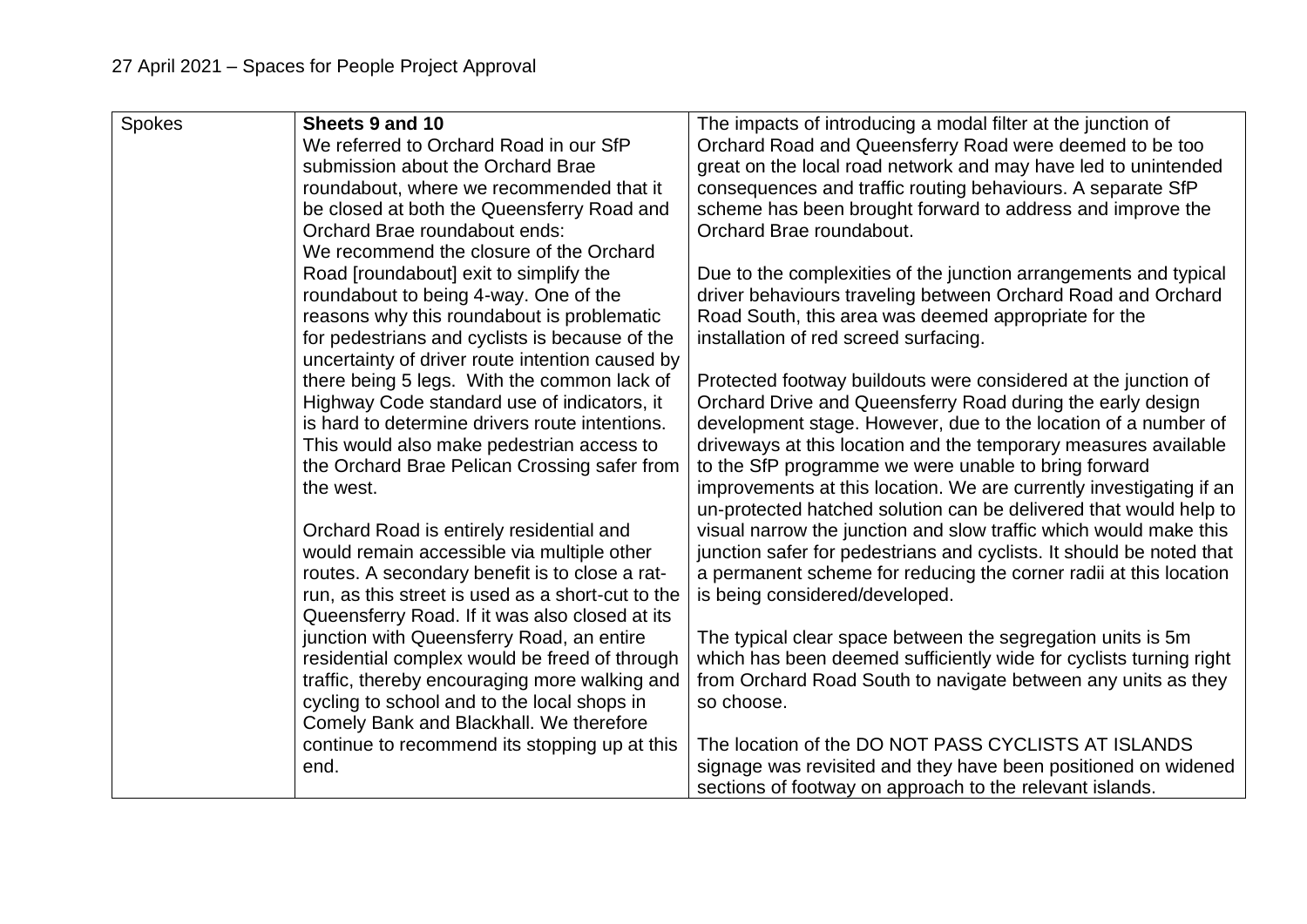| Spokes | **Sheets 9 and 10**<br>We referred to Orchard Road in our SfP submission about the Orchard Brae roundabout, where we recommended that it be closed at both the Queensferry Road and Orchard Brae roundabout ends:<br>We recommend the closure of the Orchard Road [roundabout] exit to simplify the roundabout to being 4-way. One of the reasons why this roundabout is problematic for pedestrians and cyclists is because of the uncertainty of driver route intention caused by there being 5 legs. With the common lack of Highway Code standard use of indicators, it is hard to determine drivers route intentions. This would also make pedestrian access to the Orchard Brae Pelican Crossing safer from the west.<br><br>Orchard Road is entirely residential and would remain accessible via multiple other routes. A secondary benefit is to close a rat-run, as this street is used as a short-cut to the Queensferry Road. If it was also closed at its junction with Queensferry Road, an entire residential complex would be freed of through traffic, thereby encouraging more walking and cycling to school and to the local shops in Comely Bank and Blackhall. We therefore continue to recommend its stopping up at this end. | The impacts of introducing a modal filter at the junction of Orchard Road and Queensferry Road were deemed to be too great on the local road network and may have led to unintended consequences and traffic routing behaviours. A separate SfP scheme has been brought forward to address and improve the Orchard Brae roundabout.<br><br>Due to the complexities of the junction arrangements and typical driver behaviours traveling between Orchard Road and Orchard Road South, this area was deemed appropriate for the installation of red screed surfacing.<br><br>Protected footway buildouts were considered at the junction of Orchard Drive and Queensferry Road during the early design development stage. However, due to the location of a number of driveways at this location and the temporary measures available to the SfP programme we were unable to bring forward improvements at this location. We are currently investigating if an un-protected hatched solution can be delivered that would help to visual narrow the junction and slow traffic which would make this junction safer for pedestrians and cyclists. It should be noted that a permanent scheme for reducing the corner radii at this location is being considered/developed.<br><br>The typical clear space between the segregation units is 5m which has been deemed sufficiently wide for cyclists turning right from Orchard Road South to navigate between any units as they so choose.<br><br>The location of the DO NOT PASS CYCLISTS AT ISLANDS signage was revisited and they have been positioned on widened sections of footway on approach to the relevant islands. |
|---|---|---|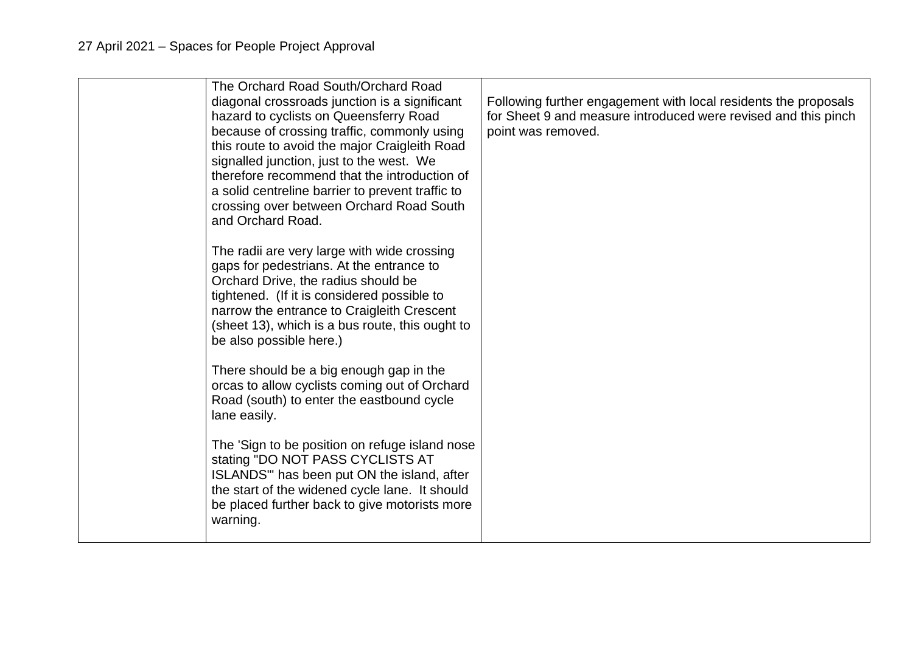| | | |
|---|---|---|
| | The Orchard Road South/Orchard Road diagonal crossroads junction is a significant hazard to cyclists on Queensferry Road because of crossing traffic, commonly using this route to avoid the major Craigleith Road signalled junction, just to the west. We therefore recommend that the introduction of a solid centreline barrier to prevent traffic to crossing over between Orchard Road South and Orchard Road.<br><br>The radii are very large with wide crossing gaps for pedestrians. At the entrance to Orchard Drive, the radius should be tightened. (If it is considered possible to narrow the entrance to Craigleith Crescent (sheet 13), which is a bus route, this ought to be also possible here.)<br><br>There should be a big enough gap in the orcas to allow cyclists coming out of Orchard Road (south) to enter the eastbound cycle lane easily.<br><br>The 'Sign to be position on refuge island nose stating "DO NOT PASS CYCLISTS AT ISLANDS"' has been put ON the island, after the start of the widened cycle lane. It should be placed further back to give motorists more warning. | Following further engagement with local residents the proposals for Sheet 9 and measure introduced were revised and this pinch point was removed. |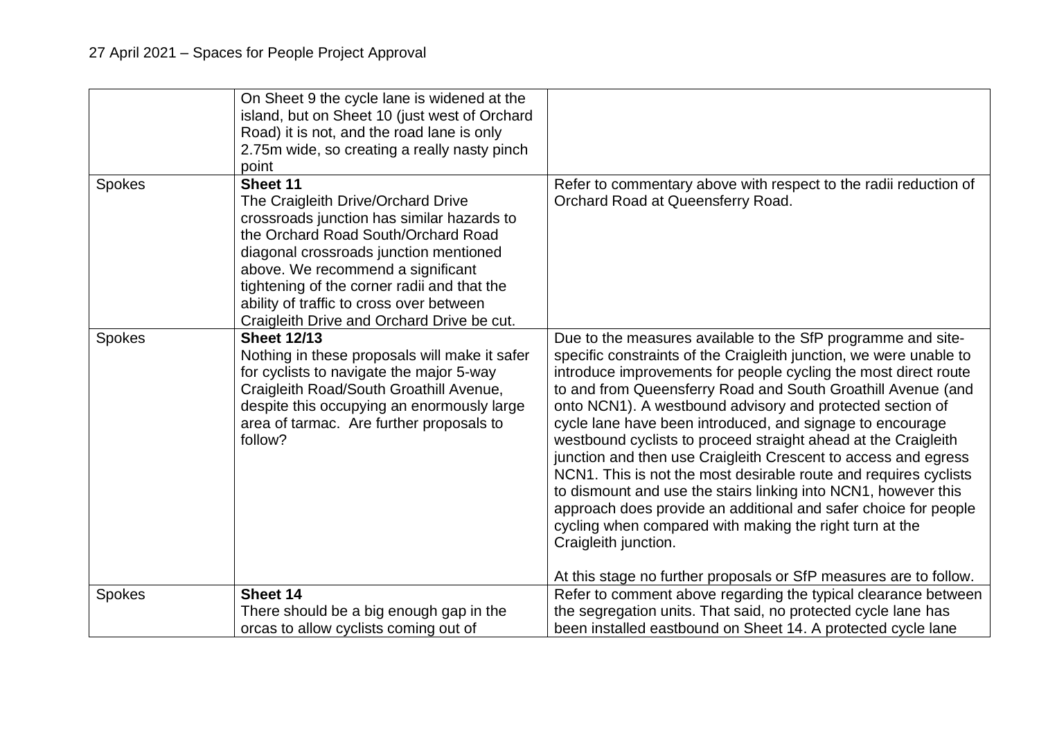| | | |
|---|---|---|
| | On Sheet 9 the cycle lane is widened at the island, but on Sheet 10 (just west of Orchard Road) it is not, and the road lane is only 2.75m wide, so creating a really nasty pinch point | |
| Spokes | **Sheet 11**<br>The Craigleith Drive/Orchard Drive crossroads junction has similar hazards to the Orchard Road South/Orchard Road diagonal crossroads junction mentioned above. We recommend a significant tightening of the corner radii and that the ability of traffic to cross over between Craigleith Drive and Orchard Drive be cut. | Refer to commentary above with respect to the radii reduction of Orchard Road at Queensferry Road. |
| Spokes | **Sheet 12/13**<br>Nothing in these proposals will make it safer for cyclists to navigate the major 5-way Craigleith Road/South Groathill Avenue, despite this occupying an enormously large area of tarmac. Are further proposals to follow? | Due to the measures available to the SfP programme and site-specific constraints of the Craigleith junction, we were unable to introduce improvements for people cycling the most direct route to and from Queensferry Road and South Groathill Avenue (and onto NCN1). A westbound advisory and protected section of cycle lane have been introduced, and signage to encourage westbound cyclists to proceed straight ahead at the Craigleith junction and then use Craigleith Crescent to access and egress NCN1. This is not the most desirable route and requires cyclists to dismount and use the stairs linking into NCN1, however this approach does provide an additional and safer choice for people cycling when compared with making the right turn at the Craigleith junction.<br><br>At this stage no further proposals or SfP measures are to follow. |
| Spokes | **Sheet 14**<br>There should be a big enough gap in the orcas to allow cyclists coming out of | Refer to comment above regarding the typical clearance between the segregation units. That said, no protected cycle lane has been installed eastbound on Sheet 14. A protected cycle lane |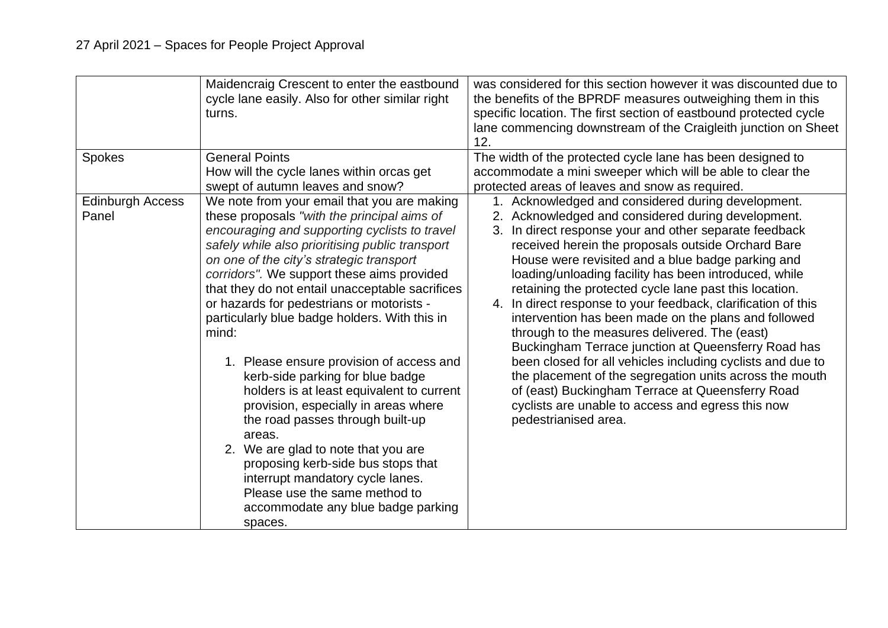| | | |
|---|---|---|
| | Maidencraig Crescent to enter the eastbound cycle lane easily. Also for other similar right turns. | was considered for this section however it was discounted due to the benefits of the BPRDF measures outweighing them in this specific location. The first section of eastbound protected cycle lane commencing downstream of the Craigleith junction on Sheet 12. |
| Spokes | General Points<br>How will the cycle lanes within orcas get swept of autumn leaves and snow? | The width of the protected cycle lane has been designed to accommodate a mini sweeper which will be able to clear the protected areas of leaves and snow as required. |
| Edinburgh Access Panel | We note from your email that you are making these proposals *"with the principal aims of encouraging and supporting cyclists to travel safely while also prioritising public transport on one of the city's strategic transport corridors".* We support these aims provided that they do not entail unacceptable sacrifices or hazards for pedestrians or motorists - particularly blue badge holders. With this in mind:<br><br>1. Please ensure provision of access and kerb-side parking for blue badge holders is at least equivalent to current provision, especially in areas where the road passes through built-up areas.<br>2. We are glad to note that you are proposing kerb-side bus stops that interrupt mandatory cycle lanes. Please use the same method to accommodate any blue badge parking spaces. | 1. Acknowledged and considered during development.<br>2. Acknowledged and considered during development.<br>3. In direct response your and other separate feedback received herein the proposals outside Orchard Bare House were revisited and a blue badge parking and loading/unloading facility has been introduced, while retaining the protected cycle lane past this location.<br>4. In direct response to your feedback, clarification of this intervention has been made on the plans and followed through to the measures delivered. The (east) Buckingham Terrace junction at Queensferry Road has been closed for all vehicles including cyclists and due to the placement of the segregation units across the mouth of (east) Buckingham Terrace at Queensferry Road cyclists are unable to access and egress this now pedestrianised area. |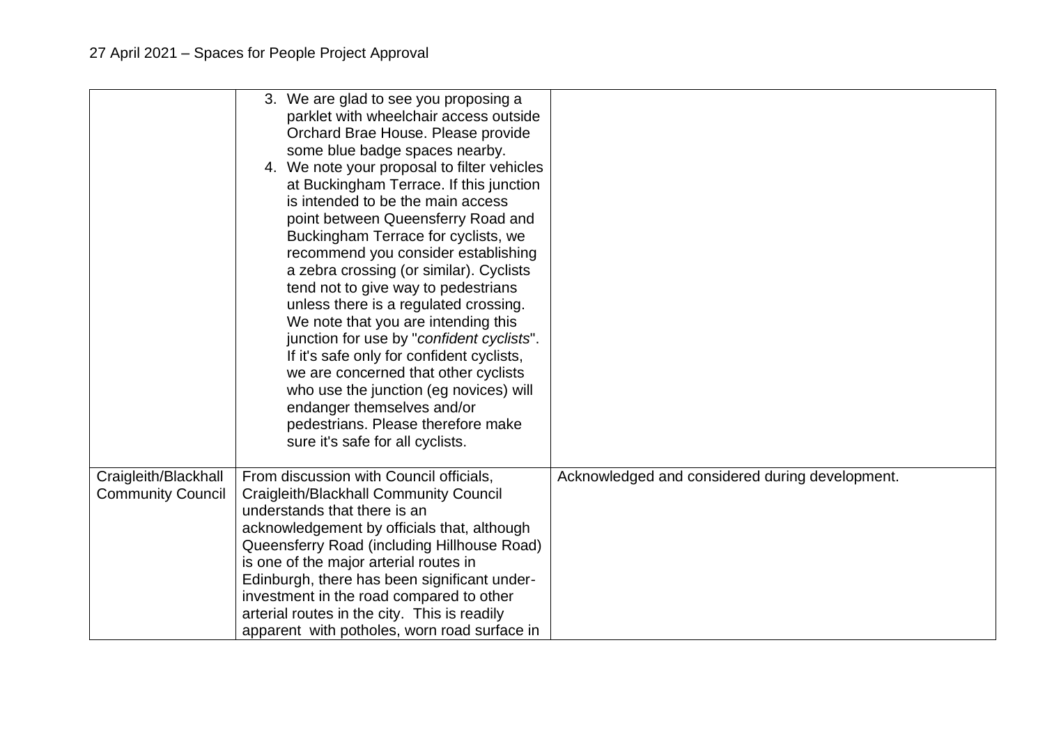| | | |
|---|---|---|
| | 3. We are glad to see you proposing a parklet with wheelchair access outside Orchard Brae House. Please provide some blue badge spaces nearby.<br>4. We note your proposal to filter vehicles at Buckingham Terrace. If this junction is intended to be the main access point between Queensferry Road and Buckingham Terrace for cyclists, we recommend you consider establishing a zebra crossing (or similar). Cyclists tend not to give way to pedestrians unless there is a regulated crossing. We note that you are intending this junction for use by "*confident cyclists*". If it's safe only for confident cyclists, we are concerned that other cyclists who use the junction (eg novices) will endanger themselves and/or pedestrians. Please therefore make sure it's safe for all cyclists. | |
| Craigleith/Blackhall Community Council | From discussion with Council officials, Craigleith/Blackhall Community Council understands that there is an acknowledgement by officials that, although Queensferry Road (including Hillhouse Road) is one of the major arterial routes in Edinburgh, there has been significant under-investment in the road compared to other arterial routes in the city. This is readily apparent with potholes, worn road surface in | Acknowledged and considered during development. |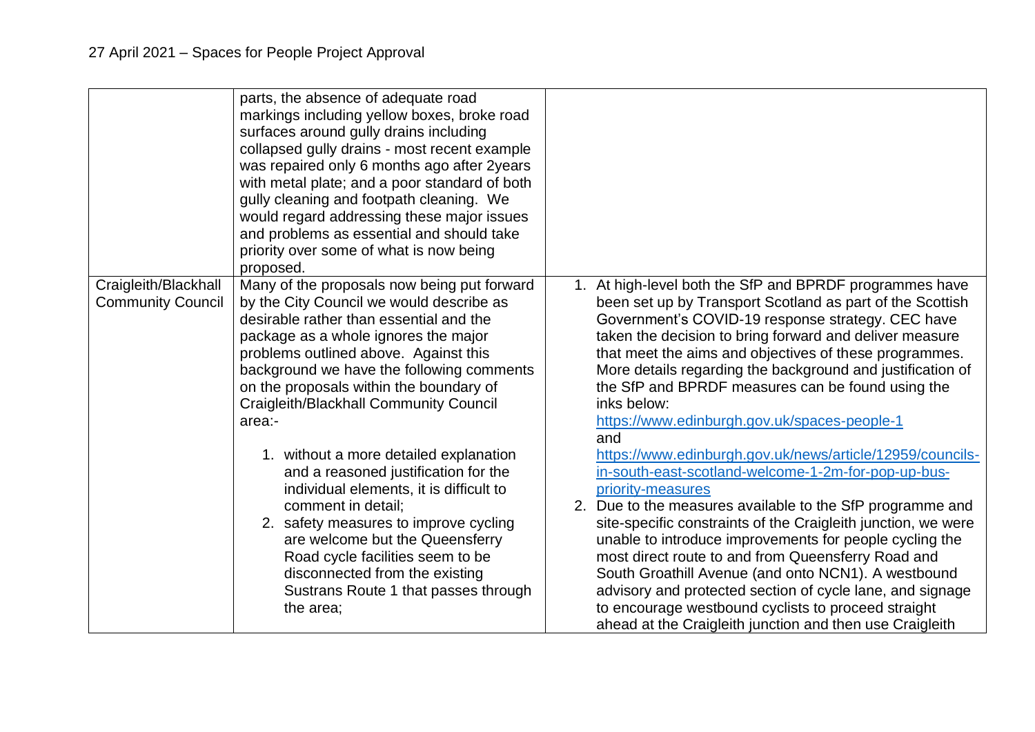| | | |
|---|---|---|
| | parts, the absence of adequate road markings including yellow boxes, broke road surfaces around gully drains including collapsed gully drains - most recent example was repaired only 6 months ago after 2years with metal plate; and a poor standard of both gully cleaning and footpath cleaning. We would regard addressing these major issues and problems as essential and should take priority over some of what is now being proposed. | |
| Craigleith/Blackhall Community Council | Many of the proposals now being put forward by the City Council we would describe as desirable rather than essential and the package as a whole ignores the major problems outlined above. Against this background we have the following comments on the proposals within the boundary of Craigleith/Blackhall Community Council area:-<br><br>1. without a more detailed explanation and a reasoned justification for the individual elements, it is difficult to comment in detail;<br>2. safety measures to improve cycling are welcome but the Queensferry Road cycle facilities seem to be disconnected from the existing Sustrans Route 1 that passes through the area; | 1. At high-level both the SfP and BPRDF programmes have been set up by Transport Scotland as part of the Scottish Government's COVID-19 response strategy. CEC have taken the decision to bring forward and deliver measure that meet the aims and objectives of these programmes. More details regarding the background and justification of the SfP and BPRDF measures can be found using the inks below:<br>https://www.edinburgh.gov.uk/spaces-people-1<br>and<br>https://www.edinburgh.gov.uk/news/article/12959/councils-in-south-east-scotland-welcome-1-2m-for-pop-up-bus-priority-measures<br>2. Due to the measures available to the SfP programme and site-specific constraints of the Craigleith junction, we were unable to introduce improvements for people cycling the most direct route to and from Queensferry Road and South Groathill Avenue (and onto NCN1). A westbound advisory and protected section of cycle lane, and signage to encourage westbound cyclists to proceed straight ahead at the Craigleith junction and then use Craigleith |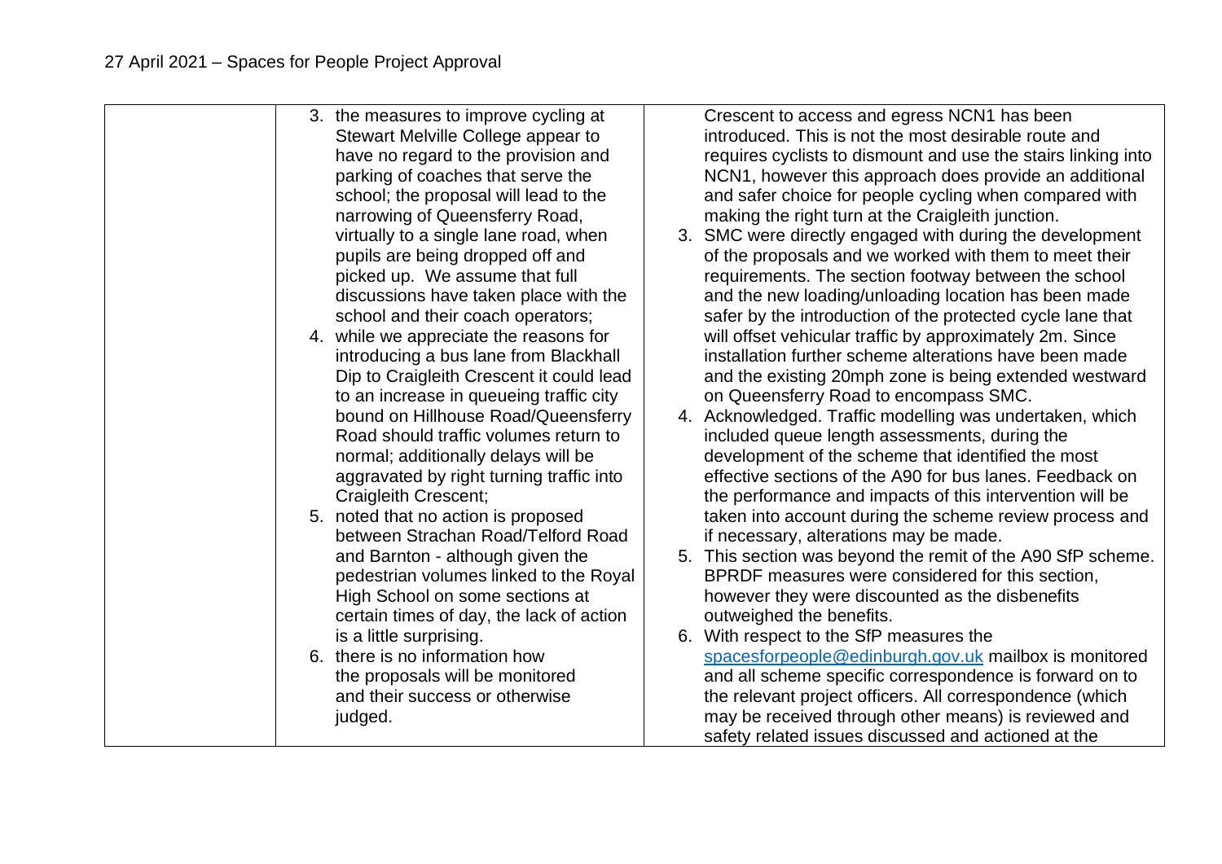| | | |
|---|---|---|
| | 3. the measures to improve cycling at Stewart Melville College appear to have no regard to the provision and parking of coaches that serve the school; the proposal will lead to the narrowing of Queensferry Road, virtually to a single lane road, when pupils are being dropped off and picked up. We assume that full discussions have taken place with the school and their coach operators;<br>4. while we appreciate the reasons for introducing a bus lane from Blackhall Dip to Craigleith Crescent it could lead to an increase in queueing traffic city bound on Hillhouse Road/Queensferry Road should traffic volumes return to normal; additionally delays will be aggravated by right turning traffic into Craigleith Crescent;<br>5. noted that no action is proposed between Strachan Road/Telford Road and Barnton - although given the pedestrian volumes linked to the Royal High School on some sections at certain times of day, the lack of action is a little surprising.<br>6. there is no information how the proposals will be monitored and their success or otherwise judged. | Crescent to access and egress NCN1 has been introduced. This is not the most desirable route and requires cyclists to dismount and use the stairs linking into NCN1, however this approach does provide an additional and safer choice for people cycling when compared with making the right turn at the Craigleith junction.<br>3. SMC were directly engaged with during the development of the proposals and we worked with them to meet their requirements. The section footway between the school and the new loading/unloading location has been made safer by the introduction of the protected cycle lane that will offset vehicular traffic by approximately 2m. Since installation further scheme alterations have been made and the existing 20mph zone is being extended westward on Queensferry Road to encompass SMC.<br>4. Acknowledged. Traffic modelling was undertaken, which included queue length assessments, during the development of the scheme that identified the most effective sections of the A90 for bus lanes. Feedback on the performance and impacts of this intervention will be taken into account during the scheme review process and if necessary, alterations may be made.<br>5. This section was beyond the remit of the A90 SfP scheme. BPRDF measures were considered for this section, however they were discounted as the disbenefits outweighed the benefits.<br>6. With respect to the SfP measures the spacesforpeople@edinburgh.gov.uk mailbox is monitored and all scheme specific correspondence is forward on to the relevant project officers. All correspondence (which may be received through other means) is reviewed and safety related issues discussed and actioned at the |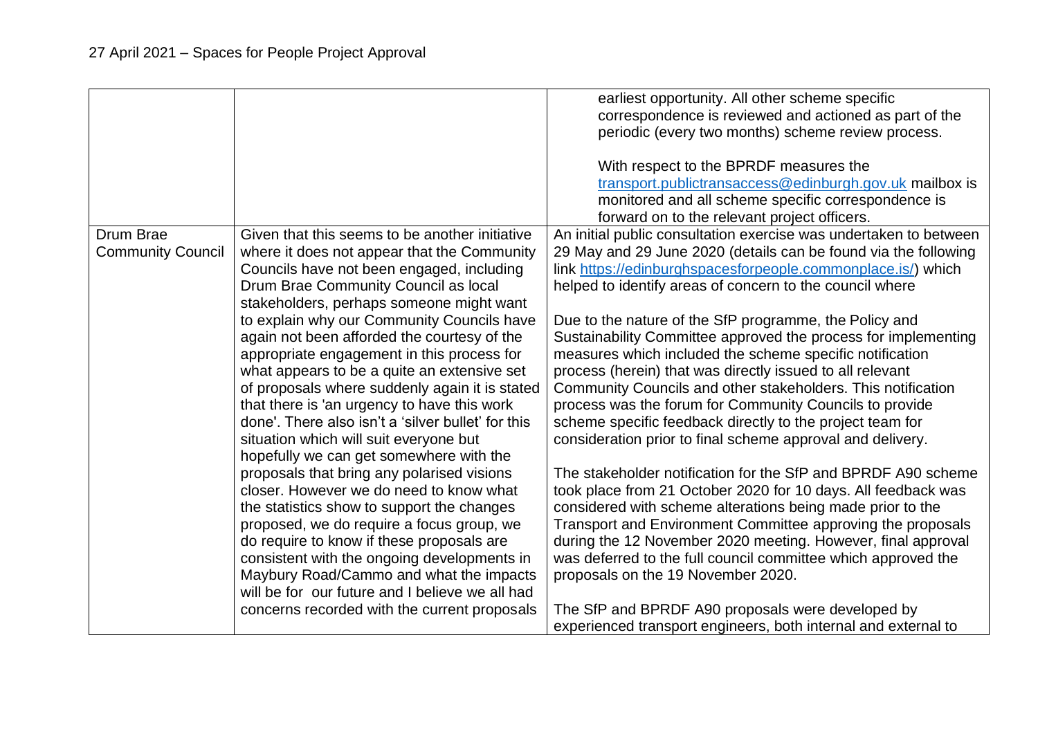| | | |
|---|---|---|
| | | earliest opportunity. All other scheme specific correspondence is reviewed and actioned as part of the periodic (every two months) scheme review process.<br><br>With respect to the BPRDF measures the transport.publictransaccess@edinburgh.gov.uk mailbox is monitored and all scheme specific correspondence is forward on to the relevant project officers. |
| Drum Brae Community Council | Given that this seems to be another initiative where it does not appear that the Community Councils have not been engaged, including Drum Brae Community Council as local stakeholders, perhaps someone might want to explain why our Community Councils have again not been afforded the courtesy of the appropriate engagement in this process for what appears to be a quite an extensive set of proposals where suddenly again it is stated that there is 'an urgency to have this work done'. There also isn't a 'silver bullet' for this situation which will suit everyone but hopefully we can get somewhere with the proposals that bring any polarised visions closer. However we do need to know what the statistics show to support the changes proposed, we do require a focus group, we do require to know if these proposals are consistent with the ongoing developments in Maybury Road/Cammo and what the impacts will be for our future and I believe we all had concerns recorded with the current proposals | An initial public consultation exercise was undertaken to between 29 May and 29 June 2020 (details can be found via the following link https://edinburghspacesforpeople.commonplace.is/) which helped to identify areas of concern to the council where<br><br>Due to the nature of the SfP programme, the Policy and Sustainability Committee approved the process for implementing measures which included the scheme specific notification process (herein) that was directly issued to all relevant Community Councils and other stakeholders. This notification process was the forum for Community Councils to provide scheme specific feedback directly to the project team for consideration prior to final scheme approval and delivery.<br><br>The stakeholder notification for the SfP and BPRDF A90 scheme took place from 21 October 2020 for 10 days. All feedback was considered with scheme alterations being made prior to the Transport and Environment Committee approving the proposals during the 12 November 2020 meeting. However, final approval was deferred to the full council committee which approved the proposals on the 19 November 2020.<br><br>The SfP and BPRDF A90 proposals were developed by experienced transport engineers, both internal and external to |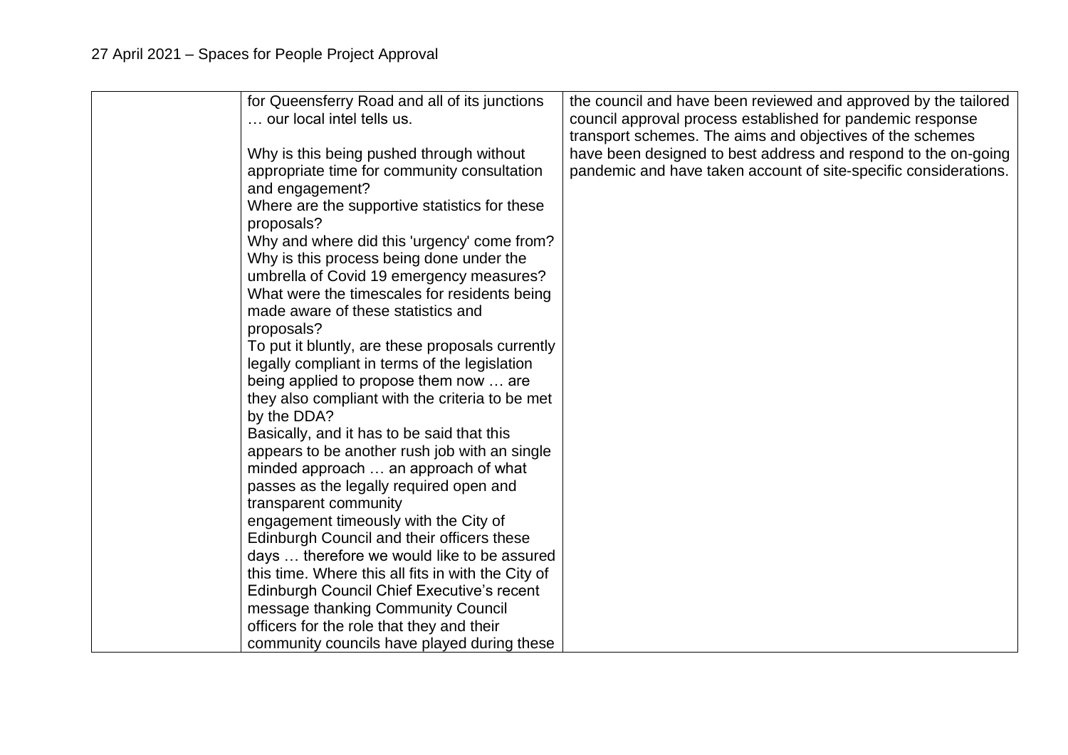| | | |
|---|---|---|
| | for Queensferry Road and all of its junctions … our local intel tells us.<br><br>Why is this being pushed through without appropriate time for community consultation and engagement?<br>Where are the supportive statistics for these proposals?<br>Why and where did this 'urgency' come from?<br>Why is this process being done under the umbrella of Covid 19 emergency measures?<br>What were the timescales for residents being made aware of these statistics and proposals?<br>To put it bluntly, are these proposals currently legally compliant in terms of the legislation being applied to propose them now … are they also compliant with the criteria to be met by the DDA?<br>Basically, and it has to be said that this appears to be another rush job with an single minded approach … an approach of what passes as the legally required open and transparent community engagement timeously with the City of Edinburgh Council and their officers these days … therefore we would like to be assured this time. Where this all fits in with the City of Edinburgh Council Chief Executive's recent message thanking Community Council officers for the role that they and their community councils have played during these | the council and have been reviewed and approved by the tailored council approval process established for pandemic response transport schemes. The aims and objectives of the schemes have been designed to best address and respond to the on-going pandemic and have taken account of site-specific considerations. |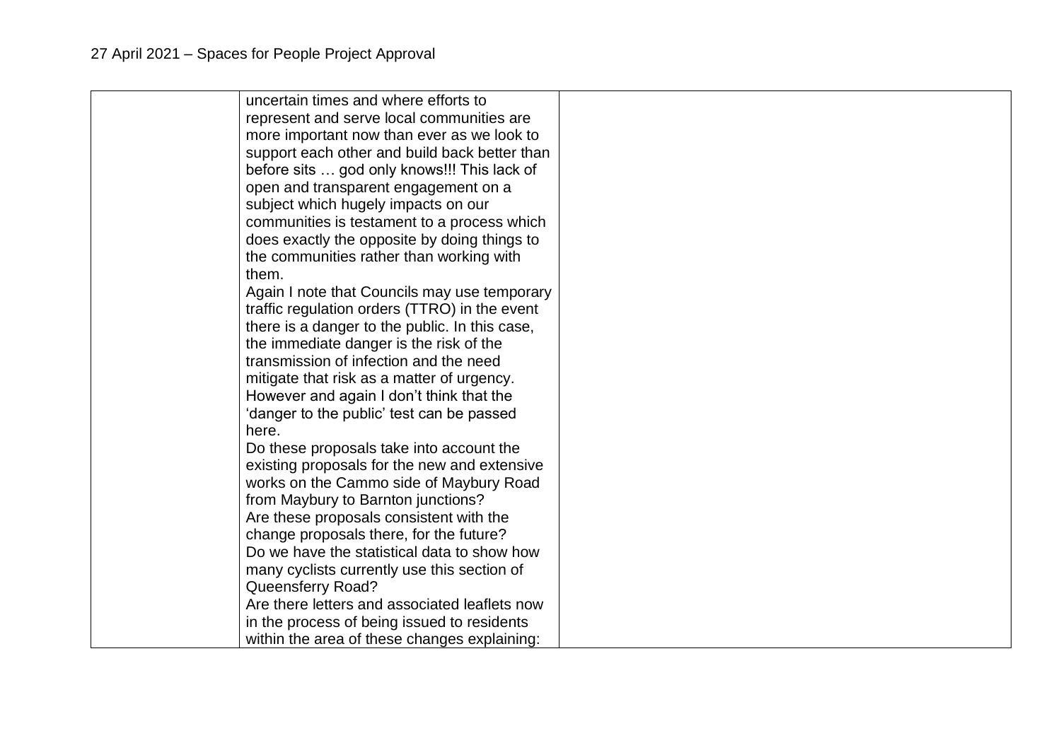| | | |
|---|---|---|
| | uncertain times and where efforts to represent and serve local communities are more important now than ever as we look to support each other and build back better than before sits … god only knows!!! This lack of open and transparent engagement on a subject which hugely impacts on our communities is testament to a process which does exactly the opposite by doing things to the communities rather than working with them.<br>Again I note that Councils may use temporary traffic regulation orders (TTRO) in the event there is a danger to the public. In this case, the immediate danger is the risk of the transmission of infection and the need mitigate that risk as a matter of urgency. However and again I don't think that the 'danger to the public' test can be passed here.<br>Do these proposals take into account the existing proposals for the new and extensive works on the Cammo side of Maybury Road from Maybury to Barnton junctions?<br>Are these proposals consistent with the change proposals there, for the future?<br>Do we have the statistical data to show how many cyclists currently use this section of Queensferry Road?<br>Are there letters and associated leaflets now in the process of being issued to residents within the area of these changes explaining: | |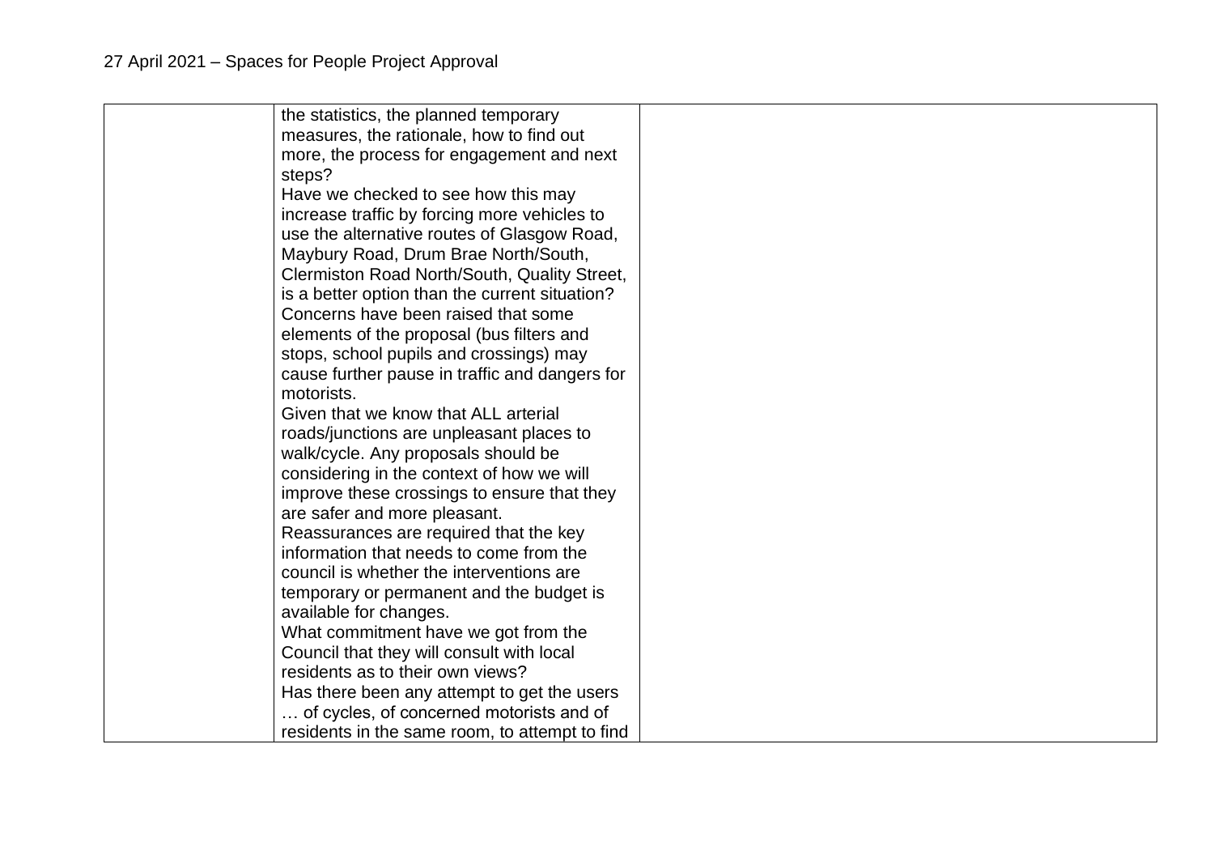| | | |
|---|---|---|
| | the statistics, the planned temporary measures, the rationale, how to find out more, the process for engagement and next steps?<br>Have we checked to see how this may increase traffic by forcing more vehicles to use the alternative routes of Glasgow Road, Maybury Road, Drum Brae North/South, Clermiston Road North/South, Quality Street, is a better option than the current situation?<br>Concerns have been raised that some elements of the proposal (bus filters and stops, school pupils and crossings) may cause further pause in traffic and dangers for motorists.<br>Given that we know that ALL arterial roads/junctions are unpleasant places to walk/cycle. Any proposals should be considering in the context of how we will improve these crossings to ensure that they are safer and more pleasant.<br>Reassurances are required that the key information that needs to come from the council is whether the interventions are temporary or permanent and the budget is available for changes.<br>What commitment have we got from the Council that they will consult with local residents as to their own views?<br>Has there been any attempt to get the users … of cycles, of concerned motorists and of residents in the same room, to attempt to find | |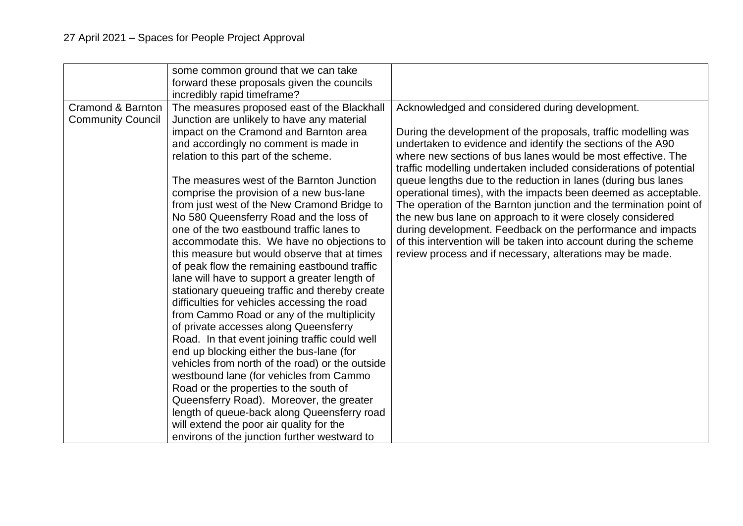| | | |
|---|---|---|
| | some common ground that we can take forward these proposals given the councils incredibly rapid timeframe? | |
| Cramond & Barnton Community Council | The measures proposed east of the Blackhall Junction are unlikely to have any material impact on the Cramond and Barnton area and accordingly no comment is made in relation to this part of the scheme.<br><br>The measures west of the Barnton Junction comprise the provision of a new bus-lane from just west of the New Cramond Bridge to No 580 Queensferry Road and the loss of one of the two eastbound traffic lanes to accommodate this. We have no objections to this measure but would observe that at times of peak flow the remaining eastbound traffic lane will have to support a greater length of stationary queueing traffic and thereby create difficulties for vehicles accessing the road from Cammo Road or any of the multiplicity of private accesses along Queensferry Road. In that event joining traffic could well end up blocking either the bus-lane (for vehicles from north of the road) or the outside westbound lane (for vehicles from Cammo Road or the properties to the south of Queensferry Road). Moreover, the greater length of queue-back along Queensferry road will extend the poor air quality for the environs of the junction further westward to | Acknowledged and considered during development.<br><br>During the development of the proposals, traffic modelling was undertaken to evidence and identify the sections of the A90 where new sections of bus lanes would be most effective. The traffic modelling undertaken included considerations of potential queue lengths due to the reduction in lanes (during bus lanes operational times), with the impacts been deemed as acceptable. The operation of the Barnton junction and the termination point of the new bus lane on approach to it were closely considered during development. Feedback on the performance and impacts of this intervention will be taken into account during the scheme review process and if necessary, alterations may be made. |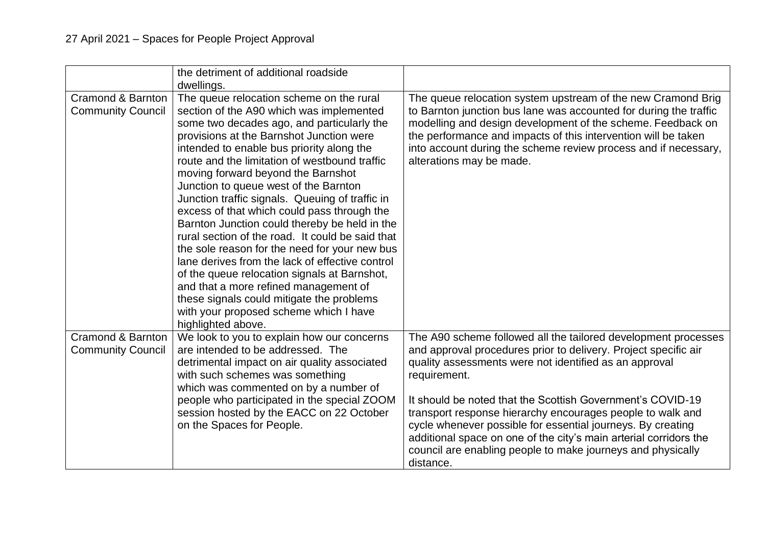| | the detriment of additional roadside dwellings. | |
|---|---|---|
| Cramond & Barnton Community Council | The queue relocation scheme on the rural section of the A90 which was implemented some two decades ago, and particularly the provisions at the Barnshot Junction were intended to enable bus priority along the route and the limitation of westbound traffic moving forward beyond the Barnshot Junction to queue west of the Barnton Junction traffic signals. Queuing of traffic in excess of that which could pass through the Barnton Junction could thereby be held in the rural section of the road. It could be said that the sole reason for the need for your new bus lane derives from the lack of effective control of the queue relocation signals at Barnshot, and that a more refined management of these signals could mitigate the problems with your proposed scheme which I have highlighted above. | The queue relocation system upstream of the new Cramond Brig to Barnton junction bus lane was accounted for during the traffic modelling and design development of the scheme. Feedback on the performance and impacts of this intervention will be taken into account during the scheme review process and if necessary, alterations may be made. |
| Cramond & Barnton Community Council | We look to you to explain how our concerns are intended to be addressed. The detrimental impact on air quality associated with such schemes was something which was commented on by a number of people who participated in the special ZOOM session hosted by the EACC on 22 October on the Spaces for People. | The A90 scheme followed all the tailored development processes and approval procedures prior to delivery. Project specific air quality assessments were not identified as an approval requirement.<br><br>It should be noted that the Scottish Government's COVID-19 transport response hierarchy encourages people to walk and cycle whenever possible for essential journeys. By creating additional space on one of the city's main arterial corridors the council are enabling people to make journeys and physically distance. |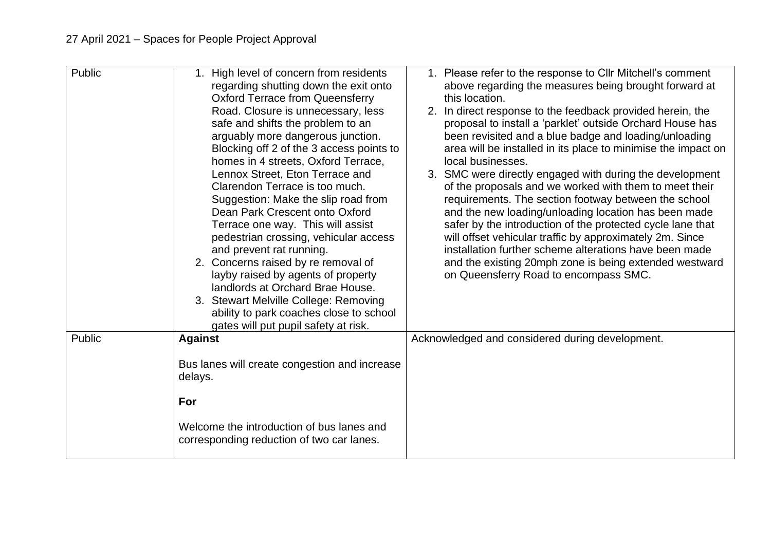| | | |
|---|---|---|
| Public | 1. High level of concern from residents regarding shutting down the exit onto Oxford Terrace from Queensferry Road. Closure is unnecessary, less safe and shifts the problem to an arguably more dangerous junction. Blocking off 2 of the 3 access points to homes in 4 streets, Oxford Terrace, Lennox Street, Eton Terrace and Clarendon Terrace is too much. Suggestion: Make the slip road from Dean Park Crescent onto Oxford Terrace one way. This will assist pedestrian crossing, vehicular access and prevent rat running.<br>2. Concerns raised by re removal of layby raised by agents of property landlords at Orchard Brae House.<br>3. Stewart Melville College: Removing ability to park coaches close to school gates will put pupil safety at risk. | 1. Please refer to the response to Cllr Mitchell's comment above regarding the measures being brought forward at this location.<br>2. In direct response to the feedback provided herein, the proposal to install a 'parklet' outside Orchard House has been revisited and a blue badge and loading/unloading area will be installed in its place to minimise the impact on local businesses.<br>3. SMC were directly engaged with during the development of the proposals and we worked with them to meet their requirements. The section footway between the school and the new loading/unloading location has been made safer by the introduction of the protected cycle lane that will offset vehicular traffic by approximately 2m. Since installation further scheme alterations have been made and the existing 20mph zone is being extended westward on Queensferry Road to encompass SMC. |
| Public | **Against**<br><br>Bus lanes will create congestion and increase delays.<br><br>**For**<br><br>Welcome the introduction of bus lanes and corresponding reduction of two car lanes. | Acknowledged and considered during development. |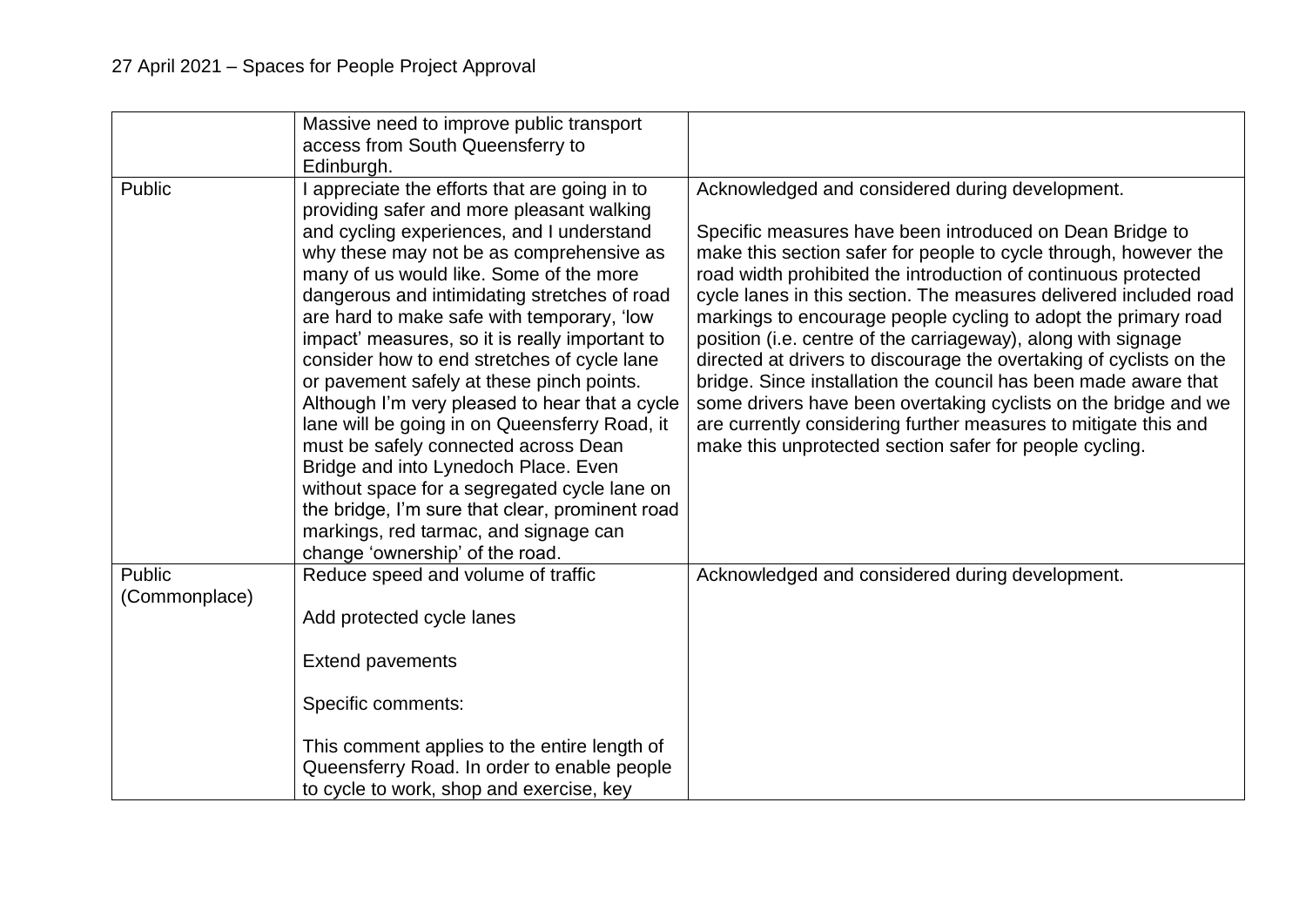| | | |
|---|---|---|
| | Massive need to improve public transport access from South Queensferry to Edinburgh. | |
| Public | I appreciate the efforts that are going in to providing safer and more pleasant walking and cycling experiences, and I understand why these may not be as comprehensive as many of us would like. Some of the more dangerous and intimidating stretches of road are hard to make safe with temporary, 'low impact' measures, so it is really important to consider how to end stretches of cycle lane or pavement safely at these pinch points. Although I'm very pleased to hear that a cycle lane will be going in on Queensferry Road, it must be safely connected across Dean Bridge and into Lynedoch Place. Even without space for a segregated cycle lane on the bridge, I'm sure that clear, prominent road markings, red tarmac, and signage can change 'ownership' of the road. | Acknowledged and considered during development.<br><br>Specific measures have been introduced on Dean Bridge to make this section safer for people to cycle through, however the road width prohibited the introduction of continuous protected cycle lanes in this section. The measures delivered included road markings to encourage people cycling to adopt the primary road position (i.e. centre of the carriageway), along with signage directed at drivers to discourage the overtaking of cyclists on the bridge. Since installation the council has been made aware that some drivers have been overtaking cyclists on the bridge and we are currently considering further measures to mitigate this and make this unprotected section safer for people cycling. |
| Public (Commonplace) | Reduce speed and volume of traffic<br><br>Add protected cycle lanes<br><br>Extend pavements<br><br>Specific comments:<br><br>This comment applies to the entire length of Queensferry Road. In order to enable people to cycle to work, shop and exercise, key | Acknowledged and considered during development. |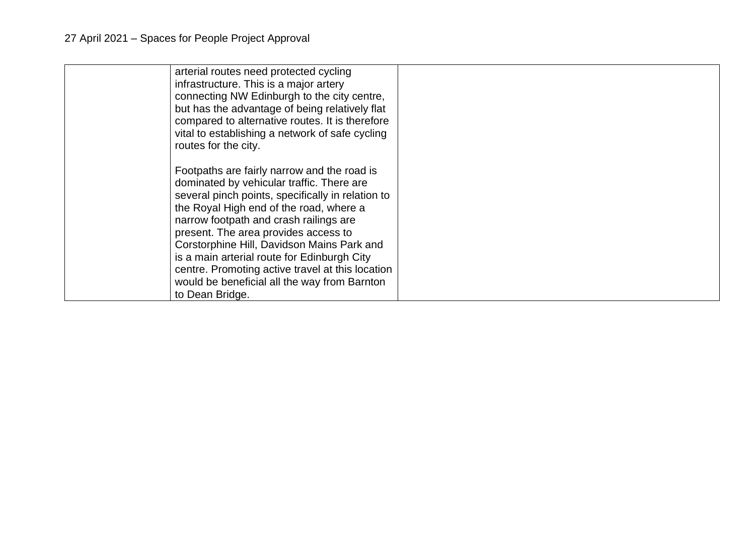| | | |
|---|---|---|
| | arterial routes need protected cycling infrastructure. This is a major artery connecting NW Edinburgh to the city centre, but has the advantage of being relatively flat compared to alternative routes. It is therefore vital to establishing a network of safe cycling routes for the city.<br><br>Footpaths are fairly narrow and the road is dominated by vehicular traffic. There are several pinch points, specifically in relation to the Royal High end of the road, where a narrow footpath and crash railings are present. The area provides access to Corstorphine Hill, Davidson Mains Park and is a main arterial route for Edinburgh City centre. Promoting active travel at this location would be beneficial all the way from Barnton to Dean Bridge. | |